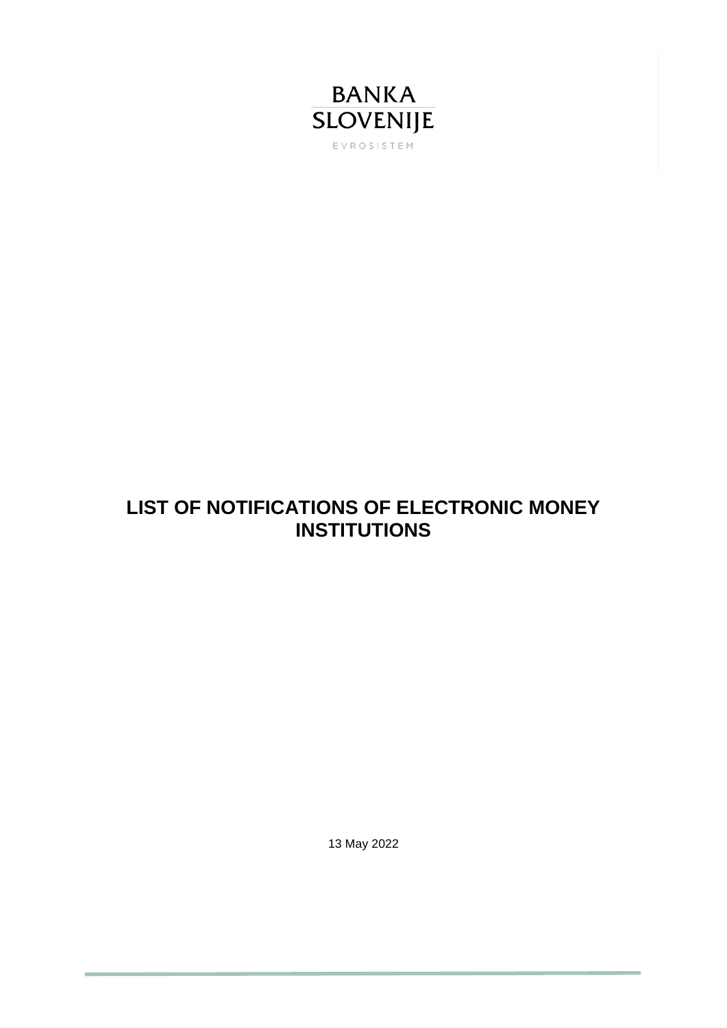BANKA SLOVENIJE

EVROSISTEM

# LIST OF NOTIFICATIONS OF ELECTRONIC MONEY INSTITUTIONS

13 May 2022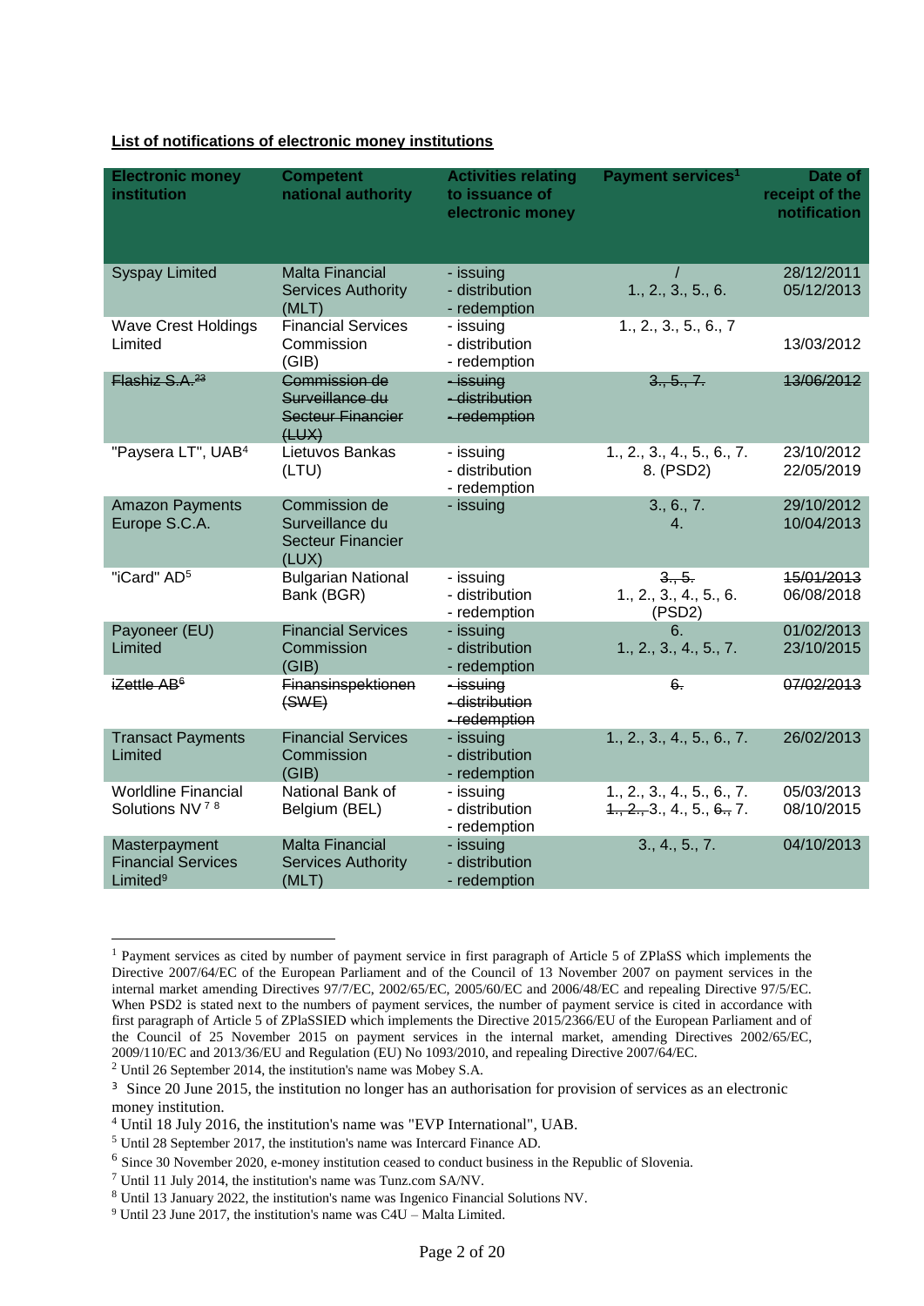**List of notifications of electronic money institutions**

| Electronic money institution | Competent national authority | Activities relating to issuance of electronic money | Payment services[1] | Date of receipt of the notification |
|---|---|---|---|---|
| Syspay Limited | Malta Financial Services Authority (MLT) | - issuing<br>- distribution<br>- redemption | /<br>1., 2., 3., 5., 6. | 28/12/2011<br>05/12/2013 |
| Wave Crest Holdings Limited | Financial Services Commission (GIB) | - issuing<br>- distribution<br>- redemption | 1., 2., 3., 5., 6., 7 | 13/03/2012 |
| ~~Flashiz S.A.[2,3]~~ | ~~Commission de Surveillance du Secteur Financier (LUX)~~ | ~~- issuing~~<br>~~- distribution~~<br>~~- redemption~~ | ~~3., 5., 7.~~ | ~~13/06/2012~~ |
| "Paysera LT", UAB[4] | Lietuvos Bankas (LTU) | - issuing<br>- distribution<br>- redemption | 1., 2., 3., 4., 5., 6., 7.<br>8. (PSD2) | 23/10/2012<br>22/05/2019 |
| Amazon Payments Europe S.C.A. | Commission de Surveillance du Secteur Financier (LUX) | - issuing | 3., 6., 7.<br>4. | 29/10/2012<br>10/04/2013 |
| "iCard" AD[5] | Bulgarian National Bank (BGR) | - issuing<br>- distribution<br>- redemption | ~~3., 5.~~<br>1., 2., 3., 4., 5., 6. (PSD2) | ~~15/01/2013~~<br>06/08/2018 |
| Payoneer (EU) Limited | Financial Services Commission (GIB) | - issuing<br>- distribution<br>- redemption | 6.<br>1., 2., 3., 4., 5., 7. | 01/02/2013<br>23/10/2015 |
| ~~iZettle AB[6]~~ | ~~Finansinspektionen (SWE)~~ | ~~- issuing~~<br>~~- distribution~~<br>~~- redemption~~ | ~~6.~~ | ~~07/02/2013~~ |
| Transact Payments Limited | Financial Services Commission (GIB) | - issuing<br>- distribution<br>- redemption | 1., 2., 3., 4., 5., 6., 7. | 26/02/2013 |
| Worldline Financial Solutions NV[7,8] | National Bank of Belgium (BEL) | - issuing<br>- distribution<br>- redemption | 1., 2., 3., 4., 5., 6., 7.<br>~~1., 2.,~~ 3., 4., 5., ~~6.,~~ 7. | 05/03/2013<br>08/10/2015 |
| Masterpayment Financial Services Limited[9] | Malta Financial Services Authority (MLT) | - issuing<br>- distribution<br>- redemption | 3., 4., 5., 7. | 04/10/2013 |

[1] Payment services as cited by number of payment service in first paragraph of Article 5 of ZPlaSS which implements the Directive 2007/64/EC of the European Parliament and of the Council of 13 November 2007 on payment services in the internal market amending Directives 97/7/EC, 2002/65/EC, 2005/60/EC and 2006/48/EC and repealing Directive 97/5/EC. When PSD2 is stated next to the numbers of payment services, the number of payment service is cited in accordance with first paragraph of Article 5 of ZPlaSSIED which implements the Directive 2015/2366/EU of the European Parliament and of the Council of 25 November 2015 on payment services in the internal market, amending Directives 2002/65/EC, 2009/110/EC and 2013/36/EU and Regulation (EU) No 1093/2010, and repealing Directive 2007/64/EC.

[2] Until 26 September 2014, the institution's name was Mobey S.A.

[3] Since 20 June 2015, the institution no longer has an authorisation for provision of services as an electronic money institution.

[4] Until 18 July 2016, the institution's name was "EVP International", UAB.

[5] Until 28 September 2017, the institution's name was Intercard Finance AD.

[6] Since 30 November 2020, e-money institution ceased to conduct business in the Republic of Slovenia.

[7] Until 11 July 2014, the institution's name was Tunz.com SA/NV.

[8] Until 13 January 2022, the institution's name was Ingenico Financial Solutions NV.

[9] Until 23 June 2017, the institution's name was C4U – Malta Limited.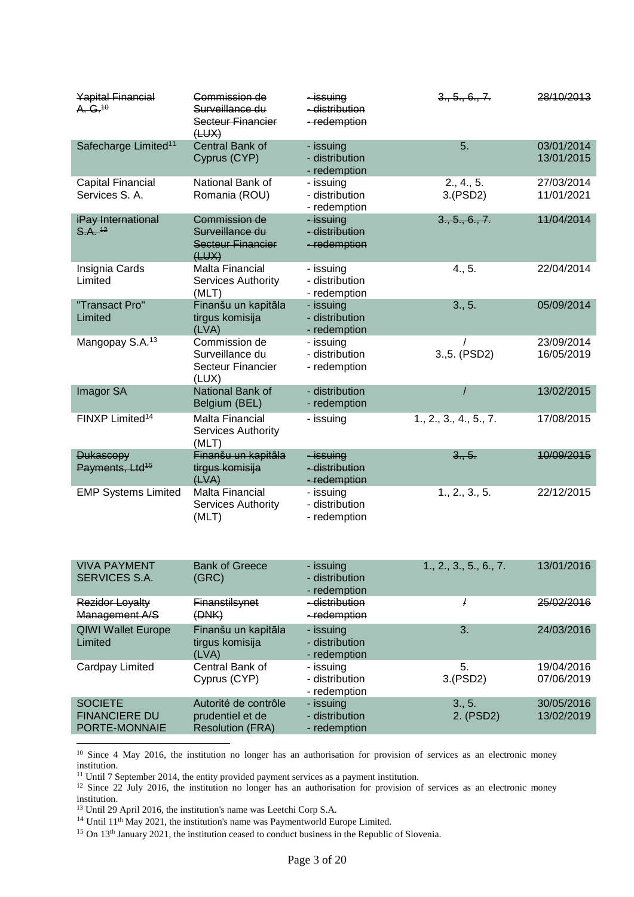| ~~Yapital Financial A. G.[10]~~ | ~~Commission de Surveillance du Secteur Financier (LUX)~~ | ~~- issuing - distribution - redemption~~ | ~~3., 5., 6., 7.~~ | ~~28/10/2013~~ |
|---|---|---|---|---|
| Safecharge Limited[11] | Central Bank of Cyprus (CYP) | - issuing - distribution - redemption | 5. | 03/01/2014 13/01/2015 |
| Capital Financial Services S. A. | National Bank of Romania (ROU) | - issuing - distribution - redemption | 2., 4., 5. 3.(PSD2) | 27/03/2014 11/01/2021 |
| ~~iPay International S.A. [12]~~ | ~~Commission de Surveillance du Secteur Financier (LUX)~~ | ~~- issuing - distribution - redemption~~ | ~~3., 5., 6., 7.~~ | ~~11/04/2014~~ |
| Insignia Cards Limited | Malta Financial Services Authority (MLT) | - issuing - distribution - redemption | 4., 5. | 22/04/2014 |
| "Transact Pro" Limited | Finanšu un kapitāla tirgus komisija (LVA) | - issuing - distribution - redemption | 3., 5. | 05/09/2014 |
| Mangopay S.A.[13] | Commission de Surveillance du Secteur Financier (LUX) | - issuing - distribution - redemption | / 3.,5. (PSD2) | 23/09/2014 16/05/2019 |
| Imagor SA | National Bank of Belgium (BEL) | - distribution - redemption | / | 13/02/2015 |
| FINXP Limited[14] | Malta Financial Services Authority (MLT) | - issuing | 1., 2., 3., 4., 5., 7. | 17/08/2015 |
| ~~Dukascopy Payments, Ltd[15]~~ | ~~Finanšu un kapitāla tirgus komisija (LVA)~~ | ~~- issuing - distribution - redemption~~ | ~~3., 5.~~ | ~~10/09/2015~~ |
| EMP Systems Limited | Malta Financial Services Authority (MLT) | - issuing - distribution - redemption | 1., 2., 3., 5. | 22/12/2015 |
| VIVA PAYMENT SERVICES S.A. | Bank of Greece (GRC) | - issuing - distribution - redemption | 1., 2., 3., 5., 6., 7. | 13/01/2016 |
| ~~Rezidor Loyalty Management A/S~~ | ~~Finanstilsynet (DNK)~~ | ~~- distribution - redemption~~ | ~~/~~ | ~~25/02/2016~~ |
| QIWI Wallet Europe Limited | Finanšu un kapitāla tirgus komisija (LVA) | - issuing - distribution - redemption | 3. | 24/03/2016 |
| Cardpay Limited | Central Bank of Cyprus (CYP) | - issuing - distribution - redemption | 5. 3.(PSD2) | 19/04/2016 07/06/2019 |
| SOCIETE FINANCIERE DU PORTE-MONNAIE | Autorité de contrôle prudentiel et de Resolution (FRA) | - issuing - distribution - redemption | 3., 5. 2. (PSD2) | 30/05/2016 13/02/2019 |

[10] Since 4 May 2016, the institution no longer has an authorisation for provision of services as an electronic money institution.

[11] Until 7 September 2014, the entity provided payment services as a payment institution.

[12] Since 22 July 2016, the institution no longer has an authorisation for provision of services as an electronic money institution.

[13] Until 29 April 2016, the institution's name was Leetchi Corp S.A.

[14] Until 11th May 2021, the institution's name was Paymentworld Europe Limited.

[15] On 13th January 2021, the institution ceased to conduct business in the Republic of Slovenia.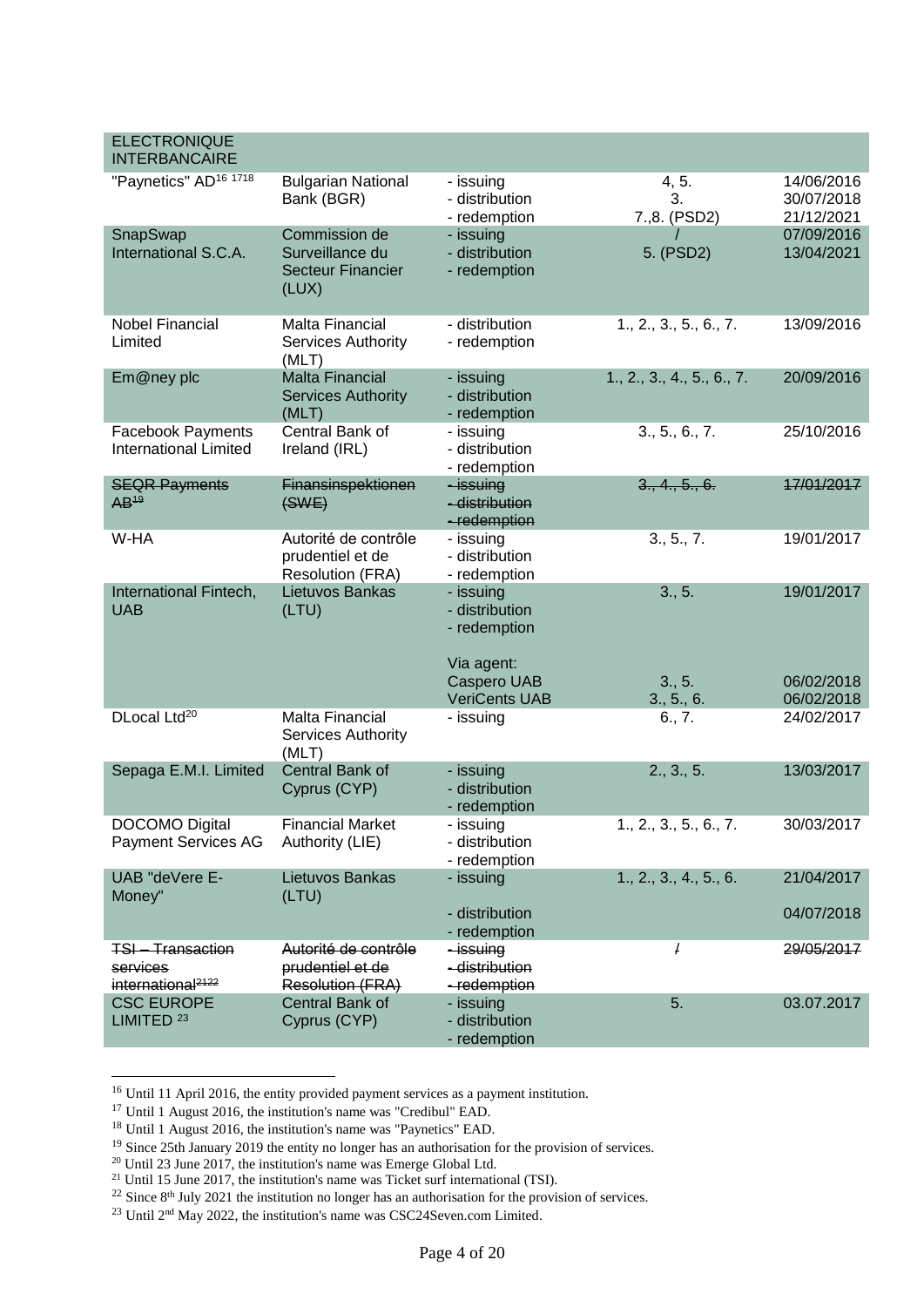| | | | | |
|---|---|---|---|---|
| ELECTRONIQUE INTERBANCAIRE | | | | |
| "Paynetics" AD[16 17 18] | Bulgarian National Bank (BGR) | - issuing<br>- distribution<br>- redemption | 4, 5.<br>3.<br>7.,8. (PSD2) | 14/06/2016<br>30/07/2018<br>21/12/2021 |
| SnapSwap International S.C.A. | Commission de Surveillance du Secteur Financier (LUX) | - issuing<br>- distribution<br>- redemption | /<br>5. (PSD2) | 07/09/2016<br>13/04/2021 |
| Nobel Financial Limited | Malta Financial Services Authority (MLT) | - distribution<br>- redemption | 1., 2., 3., 5., 6., 7. | 13/09/2016 |
| Em@ney plc | Malta Financial Services Authority (MLT) | - issuing<br>- distribution<br>- redemption | 1., 2., 3., 4., 5., 6., 7. | 20/09/2016 |
| Facebook Payments International Limited | Central Bank of Ireland (IRL) | - issuing<br>- distribution<br>- redemption | 3., 5., 6., 7. | 25/10/2016 |
| ~~SEQR Payments AB[19]~~ | ~~Finansinspektionen (SWE)~~ | ~~- issuing<br>- distribution<br>- redemption~~ | ~~3., 4., 5., 6.~~ | ~~17/01/2017~~ |
| W-HA | Autorité de contrôle prudentiel et de Resolution (FRA) | - issuing<br>- distribution<br>- redemption | 3., 5., 7. | 19/01/2017 |
| International Fintech, UAB | Lietuvos Bankas (LTU) | - issuing<br>- distribution<br>- redemption<br><br>Via agent:<br>Caspero UAB<br>VeriCents UAB | 3., 5.<br><br><br><br><br>3., 5.<br>3., 5., 6. | 19/01/2017<br><br><br><br><br>06/02/2018<br>06/02/2018 |
| DLocal Ltd[20] | Malta Financial Services Authority (MLT) | - issuing | 6., 7. | 24/02/2017 |
| Sepaga E.M.I. Limited | Central Bank of Cyprus (CYP) | - issuing<br>- distribution<br>- redemption | 2., 3., 5. | 13/03/2017 |
| DOCOMO Digital Payment Services AG | Financial Market Authority (LIE) | - issuing<br>- distribution<br>- redemption | 1., 2., 3., 5., 6., 7. | 30/03/2017 |
| UAB "deVere E-Money" | Lietuvos Bankas (LTU) | - issuing<br><br>- distribution<br>- redemption | 1., 2., 3., 4., 5., 6. | 21/04/2017<br><br>04/07/2018 |
| ~~TSI – Transaction services international[21 22]~~ | ~~Autorité de contrôle prudentiel et de Resolution (FRA)~~ | ~~- issuing<br>- distribution<br>- redemption~~ | ~~/~~ | ~~29/05/2017~~ |
| CSC EUROPE LIMITED [23] | Central Bank of Cyprus (CYP) | - issuing<br>- distribution<br>- redemption | 5. | 03.07.2017 |

[16] Until 11 April 2016, the entity provided payment services as a payment institution.

[17] Until 1 August 2016, the institution's name was "Credibul" EAD.

[18] Until 1 August 2016, the institution's name was "Paynetics" EAD.

[19] Since 25th January 2019 the entity no longer has an authorisation for the provision of services.

[20] Until 23 June 2017, the institution's name was Emerge Global Ltd.

[21] Until 15 June 2017, the institution's name was Ticket surf international (TSI).

[22] Since 8th July 2021 the institution no longer has an authorisation for the provision of services.

[23] Until 2nd May 2022, the institution's name was CSC24Seven.com Limited.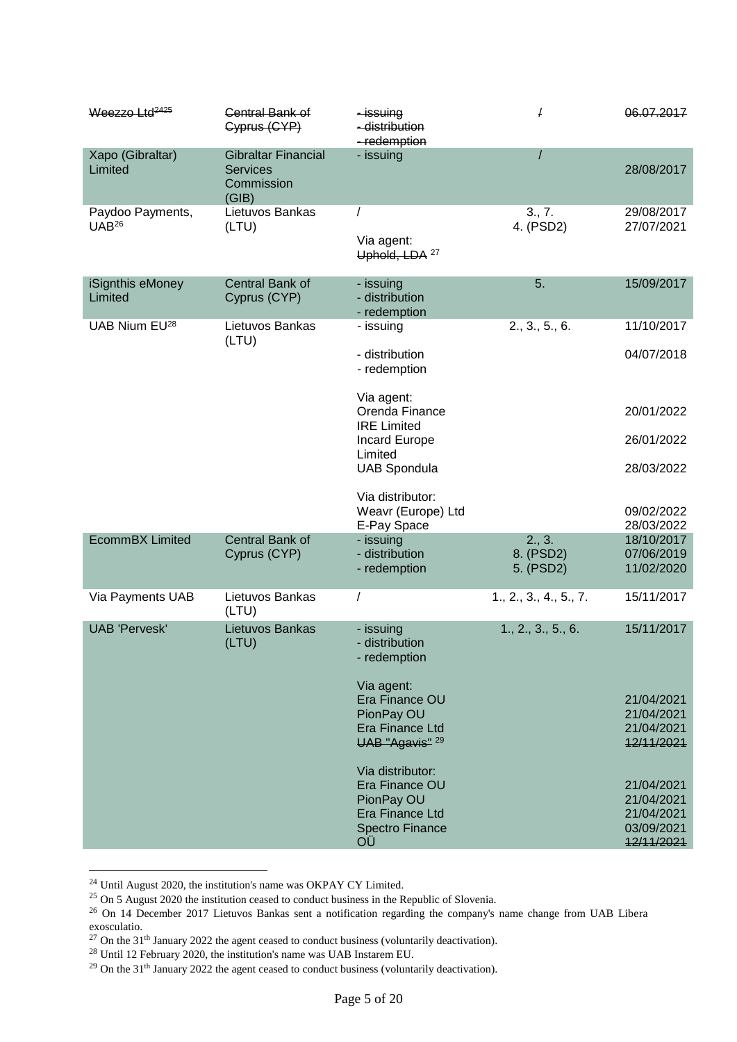| ~~Weezzo Ltd[24][25]~~ | ~~Central Bank of Cyprus (CYP)~~ | ~~- issuing<br>- distribution<br>- redemption~~ | ~~/~~ | ~~06.07.2017~~ |
|---|---|---|---|---|
| Xapo (Gibraltar) Limited | Gibraltar Financial Services Commission (GIB) | - issuing | / | 28/08/2017 |
| Paydoo Payments, UAB[26] | Lietuvos Bankas (LTU) | /<br><br>Via agent:<br>~~Uphold, LDA~~ [27] | 3., 7.<br>4. (PSD2) | 29/08/2017<br>27/07/2021 |
| iSignthis eMoney Limited | Central Bank of Cyprus (CYP) | - issuing<br>- distribution<br>- redemption | 5. | 15/09/2017 |
| UAB Nium EU[28] | Lietuvos Bankas (LTU) | - issuing<br><br>- distribution<br>- redemption<br><br>Via agent:<br>Orenda Finance IRE Limited<br>Incard Europe Limited<br>UAB Spondula<br><br>Via distributor:<br>Weavr (Europe) Ltd<br>E-Pay Space | 2., 3., 5., 6. | 11/10/2017<br><br>04/07/2018<br><br><br><br>20/01/2022<br><br>26/01/2022<br><br>28/03/2022<br><br><br>09/02/2022<br>28/03/2022 |
| EcommBX Limited | Central Bank of Cyprus (CYP) | - issuing<br>- distribution<br>- redemption | 2., 3.<br>8. (PSD2)<br>5. (PSD2) | 18/10/2017<br>07/06/2019<br>11/02/2020 |
| Via Payments UAB | Lietuvos Bankas (LTU) | / | 1., 2., 3., 4., 5., 7. | 15/11/2017 |
| UAB 'Pervesk' | Lietuvos Bankas (LTU) | - issuing<br>- distribution<br>- redemption<br><br>Via agent:<br>Era Finance OU<br>PionPay OU<br>Era Finance Ltd<br>~~UAB "Agavis"~~ [29]<br><br>Via distributor:<br>Era Finance OU<br>PionPay OU<br>Era Finance Ltd<br>Spectro Finance OÜ | 1., 2., 3., 5., 6. | 15/11/2017<br><br><br><br><br>21/04/2021<br>21/04/2021<br>21/04/2021<br>~~12/11/2021~~<br><br><br>21/04/2021<br>21/04/2021<br>21/04/2021<br>03/09/2021<br>~~12/11/2021~~ |

[24] Until August 2020, the institution's name was OKPAY CY Limited.

[25] On 5 August 2020 the institution ceased to conduct business in the Republic of Slovenia.

[26] On 14 December 2017 Lietuvos Bankas sent a notification regarding the company's name change from UAB Libera exosculatio.

[27] On the 31[th] January 2022 the agent ceased to conduct business (voluntarily deactivation).

[28] Until 12 February 2020, the institution's name was UAB Instarem EU.

[29] On the 31[th] January 2022 the agent ceased to conduct business (voluntarily deactivation).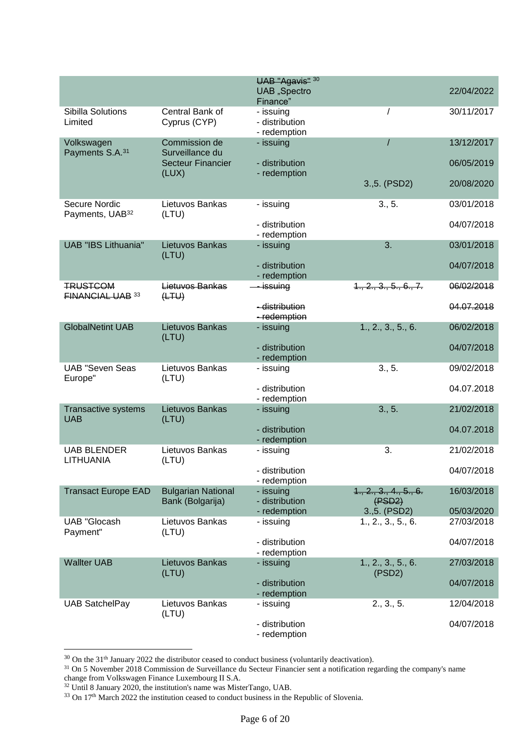| | | ~~UAB "Agavis"~~ [30]<br>UAB „Spectro Finance" | | 22/04/2022 |
|---|---|---|---|---|
| Sibilla Solutions Limited | Central Bank of Cyprus (CYP) | - issuing<br>- distribution<br>- redemption | / | 30/11/2017 |
| Volkswagen Payments S.A.[31] | Commission de Surveillance du Secteur Financier (LUX) | - issuing<br>- distribution<br>- redemption | /<br><br>3.,5. (PSD2) | 13/12/2017<br>06/05/2019<br>20/08/2020 |
| Secure Nordic Payments, UAB[32] | Lietuvos Bankas (LTU) | - issuing<br>- distribution<br>- redemption | 3., 5. | 03/01/2018<br>04/07/2018 |
| UAB "IBS Lithuania" | Lietuvos Bankas (LTU) | - issuing<br>- distribution<br>- redemption | 3. | 03/01/2018<br>04/07/2018 |
| ~~TRUSTCOM FINANCIAL UAB~~ [33] | ~~Lietuvos Bankas (LTU)~~ | ~~- issuing~~<br>~~- distribution~~<br>~~- redemption~~ | ~~1., 2., 3., 5., 6., 7.~~ | ~~06/02/2018~~<br>~~04.07.2018~~ |
| GlobalNetint UAB | Lietuvos Bankas (LTU) | - issuing<br>- distribution<br>- redemption | 1., 2., 3., 5., 6. | 06/02/2018<br>04/07/2018 |
| UAB "Seven Seas Europe" | Lietuvos Bankas (LTU) | - issuing<br>- distribution<br>- redemption | 3., 5. | 09/02/2018<br>04.07.2018 |
| Transactive systems UAB | Lietuvos Bankas (LTU) | - issuing<br>- distribution<br>- redemption | 3., 5. | 21/02/2018<br>04.07.2018 |
| UAB BLENDER LITHUANIA | Lietuvos Bankas (LTU) | - issuing<br>- distribution<br>- redemption | 3. | 21/02/2018<br>04/07/2018 |
| Transact Europe EAD | Bulgarian National Bank (Bolgarija) | - issuing<br>- distribution<br>- redemption | ~~1., 2., 3., 4., 5., 6. (PSD2)~~<br>3.,5. (PSD2) | 16/03/2018<br>05/03/2020 |
| UAB "Glocash Payment" | Lietuvos Bankas (LTU) | - issuing<br>- distribution<br>- redemption | 1., 2., 3., 5., 6. | 27/03/2018<br>04/07/2018 |
| Wallter UAB | Lietuvos Bankas (LTU) | - issuing<br>- distribution<br>- redemption | 1., 2., 3., 5., 6. (PSD2) | 27/03/2018<br>04/07/2018 |
| UAB SatchelPay | Lietuvos Bankas (LTU) | - issuing<br>- distribution<br>- redemption | 2., 3., 5. | 12/04/2018<br>04/07/2018 |

[30] On the 31th January 2022 the distributor ceased to conduct business (voluntarily deactivation).

[31] On 5 November 2018 Commission de Surveillance du Secteur Financier sent a notification regarding the company's name change from Volkswagen Finance Luxembourg II S.A.

[32] Until 8 January 2020, the institution's name was MisterTango, UAB.

[33] On 17th March 2022 the institution ceased to conduct business in the Republic of Slovenia.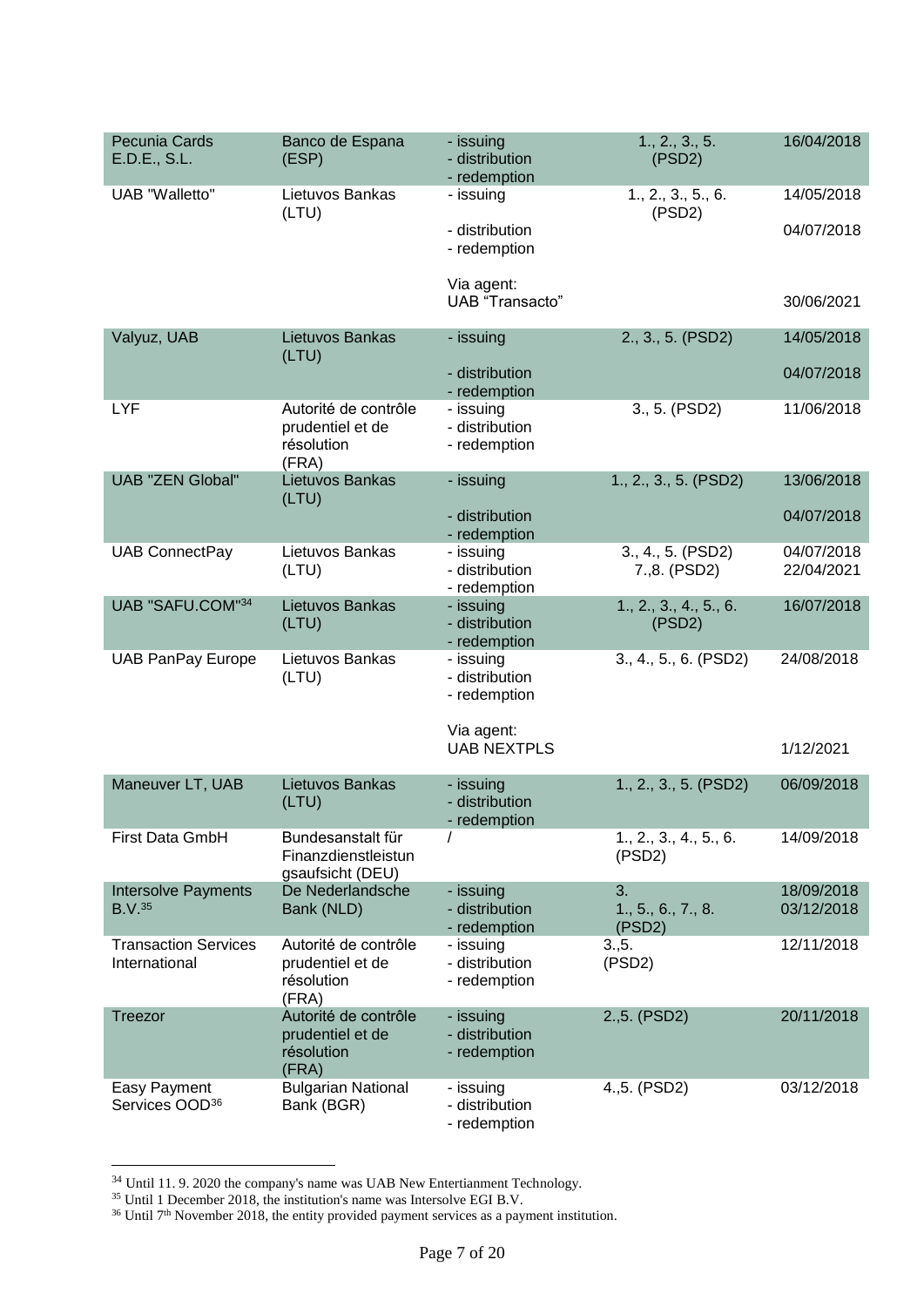| | | | | |
|---|---|---|---|---|
| Pecunia Cards E.D.E., S.L. | Banco de Espana (ESP) | - issuing<br>- distribution<br>- redemption | 1., 2., 3., 5. (PSD2) | 16/04/2018 |
| UAB "Walletto" | Lietuvos Bankas (LTU) | - issuing<br>- distribution<br>- redemption<br><br>Via agent:<br>UAB "Transacto" | 1., 2., 3., 5., 6. (PSD2) | 14/05/2018<br>04/07/2018<br><br>30/06/2021 |
| Valyuz, UAB | Lietuvos Bankas (LTU) | - issuing<br>- distribution<br>- redemption | 2., 3., 5. (PSD2) | 14/05/2018<br>04/07/2018 |
| LYF | Autorité de contrôle prudentiel et de résolution (FRA) | - issuing<br>- distribution<br>- redemption | 3., 5. (PSD2) | 11/06/2018 |
| UAB "ZEN Global" | Lietuvos Bankas (LTU) | - issuing<br>- distribution<br>- redemption | 1., 2., 3., 5. (PSD2) | 13/06/2018<br>04/07/2018 |
| UAB ConnectPay | Lietuvos Bankas (LTU) | - issuing<br>- distribution<br>- redemption | 3., 4., 5. (PSD2)<br>7.,8. (PSD2) | 04/07/2018<br>22/04/2021 |
| UAB "SAFU.COM"[34] | Lietuvos Bankas (LTU) | - issuing<br>- distribution<br>- redemption | 1., 2., 3., 4., 5., 6. (PSD2) | 16/07/2018 |
| UAB PanPay Europe | Lietuvos Bankas (LTU) | - issuing<br>- distribution<br>- redemption<br><br>Via agent:<br>UAB NEXTPLS | 3., 4., 5., 6. (PSD2) | 24/08/2018<br><br>1/12/2021 |
| Maneuver LT, UAB | Lietuvos Bankas (LTU) | - issuing<br>- distribution<br>- redemption | 1., 2., 3., 5. (PSD2) | 06/09/2018 |
| First Data GmbH | Bundesanstalt für Finanzdienstleistungsaufsicht (DEU) | / | 1., 2., 3., 4., 5., 6. (PSD2) | 14/09/2018 |
| Intersolve Payments B.V.[35] | De Nederlandsche Bank (NLD) | - issuing<br>- distribution<br>- redemption | 3.<br>1., 5., 6., 7., 8. (PSD2) | 18/09/2018<br>03/12/2018 |
| Transaction Services International | Autorité de contrôle prudentiel et de résolution (FRA) | - issuing<br>- distribution<br>- redemption | 3.,5. (PSD2) | 12/11/2018 |
| Treezor | Autorité de contrôle prudentiel et de résolution (FRA) | - issuing<br>- distribution<br>- redemption | 2.,5. (PSD2) | 20/11/2018 |
| Easy Payment Services OOD[36] | Bulgarian National Bank (BGR) | - issuing<br>- distribution<br>- redemption | 4.,5. (PSD2) | 03/12/2018 |

[34] Until 11. 9. 2020 the company's name was UAB New Entertianment Technology.

[35] Until 1 December 2018, the institution's name was Intersolve EGI B.V.

[36] Until 7th November 2018, the entity provided payment services as a payment institution.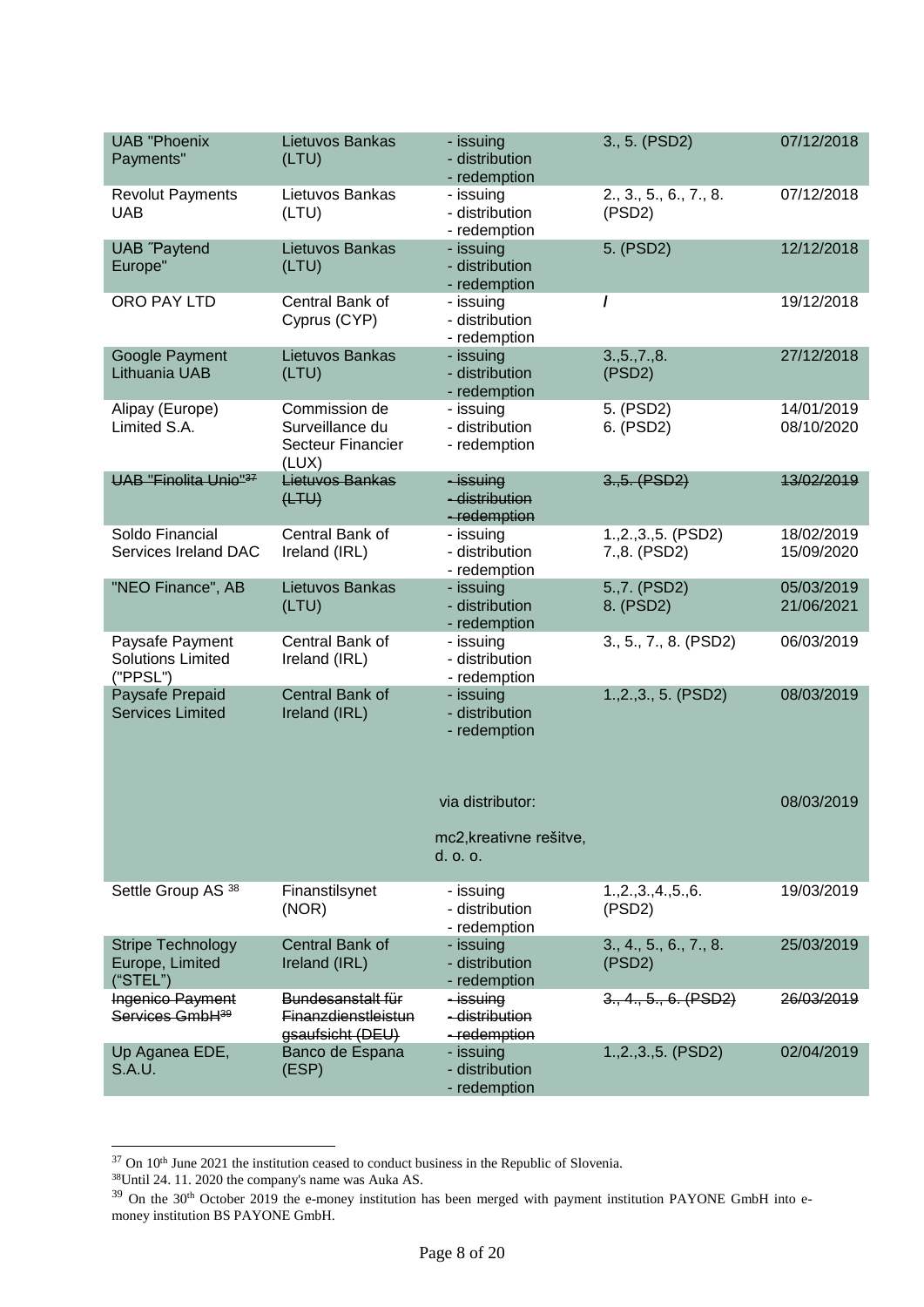| | | | | |
|---|---|---|---|---|
| UAB "Phoenix Payments" | Lietuvos Bankas (LTU) | - issuing<br>- distribution<br>- redemption | 3., 5. (PSD2) | 07/12/2018 |
| Revolut Payments UAB | Lietuvos Bankas (LTU) | - issuing<br>- distribution<br>- redemption | 2., 3., 5., 6., 7., 8. (PSD2) | 07/12/2018 |
| UAB ˝Paytend Europe" | Lietuvos Bankas (LTU) | - issuing<br>- distribution<br>- redemption | 5. (PSD2) | 12/12/2018 |
| ORO PAY LTD | Central Bank of Cyprus (CYP) | - issuing<br>- distribution<br>- redemption | / | 19/12/2018 |
| Google Payment Lithuania UAB | Lietuvos Bankas (LTU) | - issuing<br>- distribution<br>- redemption | 3.,5.,7.,8. (PSD2) | 27/12/2018 |
| Alipay (Europe) Limited S.A. | Commission de Surveillance du Secteur Financier (LUX) | - issuing<br>- distribution<br>- redemption | 5. (PSD2)<br>6. (PSD2) | 14/01/2019<br>08/10/2020 |
| ~~UAB "Finolita Unio"[37]~~ | ~~Lietuvos Bankas (LTU)~~ | ~~- issuing~~<br>~~- distribution~~<br>~~- redemption~~ | ~~3.,5. (PSD2)~~ | ~~13/02/2019~~ |
| Soldo Financial Services Ireland DAC | Central Bank of Ireland (IRL) | - issuing<br>- distribution<br>- redemption | 1.,2.,3.,5. (PSD2)<br>7.,8. (PSD2) | 18/02/2019<br>15/09/2020 |
| "NEO Finance", AB | Lietuvos Bankas (LTU) | - issuing<br>- distribution<br>- redemption | 5.,7. (PSD2)<br>8. (PSD2) | 05/03/2019<br>21/06/2021 |
| Paysafe Payment Solutions Limited ("PPSL") | Central Bank of Ireland (IRL) | - issuing<br>- distribution<br>- redemption | 3., 5., 7., 8. (PSD2) | 06/03/2019 |
| Paysafe Prepaid Services Limited | Central Bank of Ireland (IRL) | - issuing<br>- distribution<br>- redemption<br><br>via distributor:<br><br>mc2,kreativne rešitve, d. o. o. | 1.,2.,3., 5. (PSD2) | 08/03/2019<br><br><br><br>08/03/2019 |
| Settle Group AS [38] | Finanstilsynet (NOR) | - issuing<br>- distribution<br>- redemption | 1.,2.,3.,4.,5.,6. (PSD2) | 19/03/2019 |
| Stripe Technology Europe, Limited ("STEL") | Central Bank of Ireland (IRL) | - issuing<br>- distribution<br>- redemption | 3., 4., 5., 6., 7., 8. (PSD2) | 25/03/2019 |
| ~~Ingenico Payment Services GmbH[39]~~ | ~~Bundesanstalt für Finanzdienstleistungsaufsicht (DEU)~~ | ~~- issuing~~<br>~~- distribution~~<br>~~- redemption~~ | ~~3., 4., 5., 6. (PSD2)~~ | ~~26/03/2019~~ |
| Up Aganea EDE, S.A.U. | Banco de Espana (ESP) | - issuing<br>- distribution<br>- redemption | 1.,2.,3.,5. (PSD2) | 02/04/2019 |

[37] On 10th June 2021 the institution ceased to conduct business in the Republic of Slovenia.

[38] Until 24. 11. 2020 the company's name was Auka AS.

[39] On the 30th October 2019 the e-money institution has been merged with payment institution PAYONE GmbH into e-money institution BS PAYONE GmbH.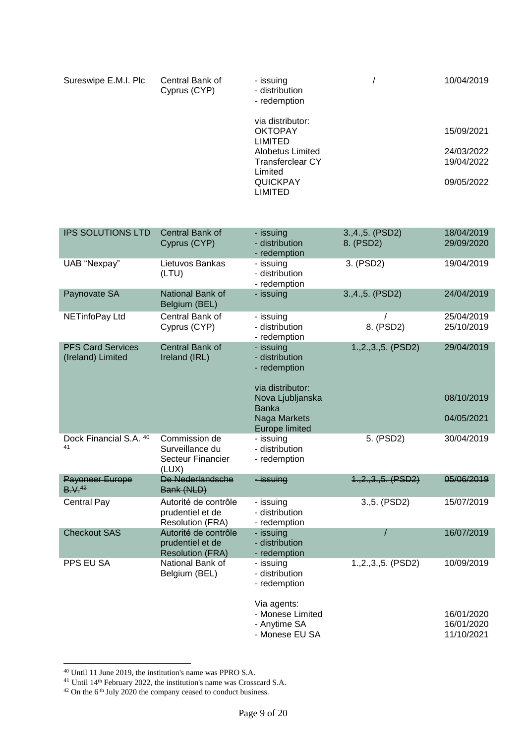| | | | | |
|---|---|---|---|---|
| Sureswipe E.M.I. Plc | Central Bank of Cyprus (CYP) | - issuing<br>- distribution<br>- redemption<br><br>via distributor:<br>OKTOPAY LIMITED<br>Alobetus Limited<br>Transferclear CY Limited<br>QUICKPAY LIMITED | / | 10/04/2019<br><br><br><br><br>15/09/2021<br>24/03/2022<br>19/04/2022<br>09/05/2022 |
| IPS SOLUTIONS LTD | Central Bank of Cyprus (CYP) | - issuing<br>- distribution<br>- redemption | 3.,4.,5. (PSD2)<br>8. (PSD2) | 18/04/2019<br>29/09/2020 |
| UAB "Nexpay" | Lietuvos Bankas (LTU) | - issuing<br>- distribution<br>- redemption | 3. (PSD2) | 19/04/2019 |
| Paynovate SA | National Bank of Belgium (BEL) | - issuing | 3.,4.,5. (PSD2) | 24/04/2019 |
| NETinfoPay Ltd | Central Bank of Cyprus (CYP) | - issuing<br>- distribution<br>- redemption | /<br>8. (PSD2) | 25/04/2019<br>25/10/2019 |
| PFS Card Services (Ireland) Limited | Central Bank of Ireland (IRL) | - issuing<br>- distribution<br>- redemption<br><br>via distributor:<br>Nova Ljubljanska Banka<br>Naga Markets Europe limited | 1.,2.,3.,5. (PSD2) | 29/04/2019<br><br><br><br>08/10/2019<br>04/05/2021 |
| Dock Financial S.A. [40] [41] | Commission de Surveillance du Secteur Financier (LUX) | - issuing<br>- distribution<br>- redemption | 5. (PSD2) | 30/04/2019 |
| ~~Payoneer Europe B.V.~~ [42] | ~~De Nederlandsche Bank (NLD)~~ | ~~- issuing~~ | ~~1.,2.,3.,5. (PSD2)~~ | ~~05/06/2019~~ |
| Central Pay | Autorité de contrôle prudentiel et de Resolution (FRA) | - issuing<br>- distribution<br>- redemption | 3.,5. (PSD2) | 15/07/2019 |
| Checkout SAS | Autorité de contrôle prudentiel et de Resolution (FRA) | - issuing<br>- distribution<br>- redemption | / | 16/07/2019 |
| PPS EU SA | National Bank of Belgium (BEL) | - issuing<br>- distribution<br>- redemption<br><br>Via agents:<br>- Monese Limited<br>- Anytime SA<br>- Monese EU SA | 1.,2.,3.,5. (PSD2) | 10/09/2019<br><br><br><br>16/01/2020<br>16/01/2020<br>11/10/2021 |

[40] Until 11 June 2019, the institution's name was PPRO S.A.

[41] Until 14th February 2022, the institution's name was Crosscard S.A.

[42] On the 6th July 2020 the company ceased to conduct business.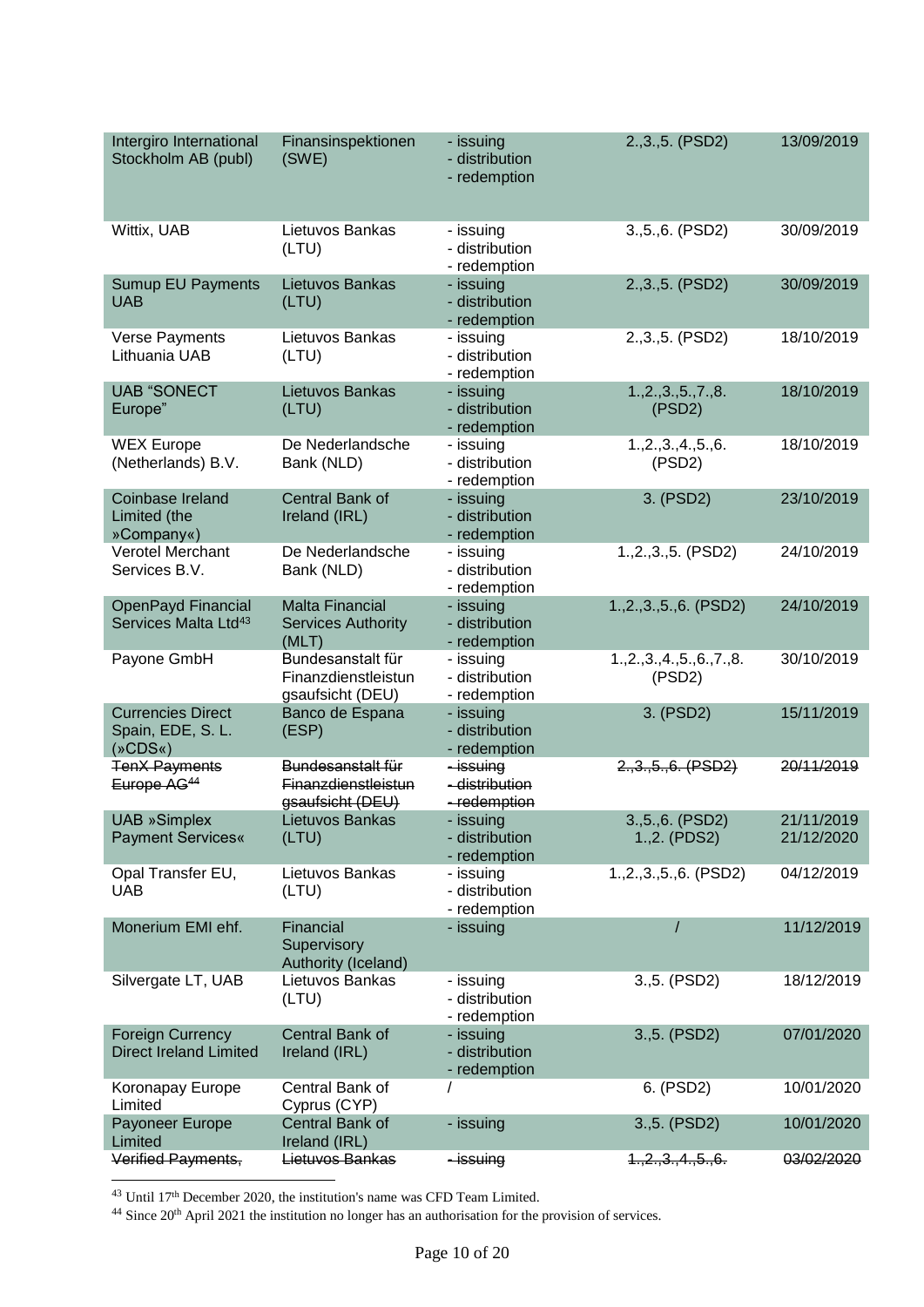| | | | | |
|---|---|---|---|---|
| Intergiro International Stockholm AB (publ) | Finansinspektionen (SWE) | - issuing<br>- distribution<br>- redemption | 2.,3.,5. (PSD2) | 13/09/2019 |
| Wittix, UAB | Lietuvos Bankas (LTU) | - issuing<br>- distribution<br>- redemption | 3.,5.,6. (PSD2) | 30/09/2019 |
| Sumup EU Payments UAB | Lietuvos Bankas (LTU) | - issuing<br>- distribution<br>- redemption | 2.,3.,5. (PSD2) | 30/09/2019 |
| Verse Payments Lithuania UAB | Lietuvos Bankas (LTU) | - issuing<br>- distribution<br>- redemption | 2.,3.,5. (PSD2) | 18/10/2019 |
| UAB "SONECT Europe" | Lietuvos Bankas (LTU) | - issuing<br>- distribution<br>- redemption | 1.,2.,3.,5.,7.,8. (PSD2) | 18/10/2019 |
| WEX Europe (Netherlands) B.V. | De Nederlandsche Bank (NLD) | - issuing<br>- distribution<br>- redemption | 1.,2.,3.,4.,5.,6. (PSD2) | 18/10/2019 |
| Coinbase Ireland Limited (the »Company«) | Central Bank of Ireland (IRL) | - issuing<br>- distribution<br>- redemption | 3. (PSD2) | 23/10/2019 |
| Verotel Merchant Services B.V. | De Nederlandsche Bank (NLD) | - issuing<br>- distribution<br>- redemption | 1.,2.,3.,5. (PSD2) | 24/10/2019 |
| OpenPayd Financial Services Malta Ltd[43] | Malta Financial Services Authority (MLT) | - issuing<br>- distribution<br>- redemption | 1.,2.,3.,5.,6. (PSD2) | 24/10/2019 |
| Payone GmbH | Bundesanstalt für Finanzdienstleistungsaufsicht (DEU) | - issuing<br>- distribution<br>- redemption | 1.,2.,3.,4.,5.,6.,7.,8. (PSD2) | 30/10/2019 |
| Currencies Direct Spain, EDE, S. L. (»CDS«) | Banco de Espana (ESP) | - issuing<br>- distribution<br>- redemption | 3. (PSD2) | 15/11/2019 |
| ~~TenX Payments Europe AG~~[44] | ~~Bundesanstalt für Finanzdienstleistungsaufsicht (DEU)~~ | ~~- issuing~~<br>~~- distribution~~<br>~~- redemption~~ | ~~2.,3.,5.,6. (PSD2)~~ | ~~20/11/2019~~ |
| UAB »Simplex Payment Services« | Lietuvos Bankas (LTU) | - issuing<br>- distribution<br>- redemption | 3.,5.,6. (PSD2)<br>1.,2. (PDS2) | 21/11/2019<br>21/12/2020 |
| Opal Transfer EU, UAB | Lietuvos Bankas (LTU) | - issuing<br>- distribution<br>- redemption | 1.,2.,3.,5.,6. (PSD2) | 04/12/2019 |
| Monerium EMI ehf. | Financial Supervisory Authority (Iceland) | - issuing | / | 11/12/2019 |
| Silvergate LT, UAB | Lietuvos Bankas (LTU) | - issuing<br>- distribution<br>- redemption | 3.,5. (PSD2) | 18/12/2019 |
| Foreign Currency Direct Ireland Limited | Central Bank of Ireland (IRL) | - issuing<br>- distribution<br>- redemption | 3.,5. (PSD2) | 07/01/2020 |
| Koronapay Europe Limited | Central Bank of Cyprus (CYP) | / | 6. (PSD2) | 10/01/2020 |
| Payoneer Europe Limited | Central Bank of Ireland (IRL) | - issuing | 3.,5. (PSD2) | 10/01/2020 |
| ~~Verified Payments,~~ | ~~Lietuvos Bankas~~ | ~~- issuing~~ | ~~1.,2.,3.,4.,5.,6.~~ | ~~03/02/2020~~ |

[43] Until 17th December 2020, the institution's name was CFD Team Limited.

[44] Since 20th April 2021 the institution no longer has an authorisation for the provision of services.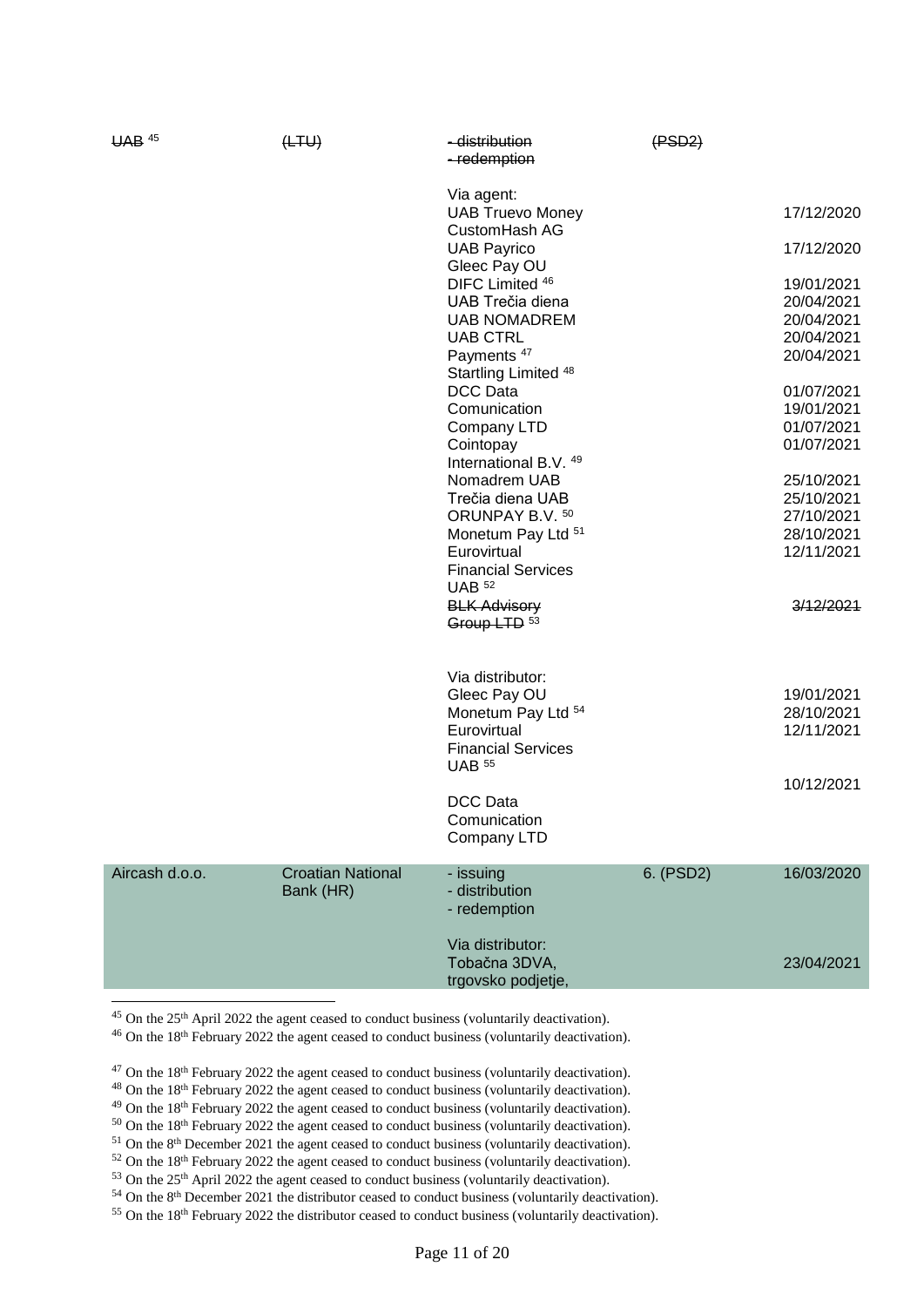| | | | | |
|---|---|---|---|---|
| ~~UAB~~ [45] | ~~(LTU)~~ | ~~- distribution~~<br>~~- redemption~~ | ~~(PSD2)~~ | |
| | | Via agent: | | |
| | | UAB Truevo Money | | 17/12/2020 |
| | | CustomHash AG | | |
| | | UAB Payrico | | 17/12/2020 |
| | | Gleec Pay OU | | |
| | | DIFC Limited [46] | | 19/01/2021 |
| | | UAB Trečia diena | | 20/04/2021 |
| | | UAB NOMADREM | | 20/04/2021 |
| | | UAB CTRL | | 20/04/2021 |
| | | Payments [47] | | 20/04/2021 |
| | | Startling Limited [48] | | |
| | | DCC Data | | 01/07/2021 |
| | | Comunication | | 19/01/2021 |
| | | Company LTD | | 01/07/2021 |
| | | Cointopay | | 01/07/2021 |
| | | International B.V. [49] | | |
| | | Nomadrem UAB | | 25/10/2021 |
| | | Trečia diena UAB | | 25/10/2021 |
| | | ORUNPAY B.V. [50] | | 27/10/2021 |
| | | Monetum Pay Ltd [51] | | 28/10/2021 |
| | | Eurovirtual | | 12/11/2021 |
| | | Financial Services | | |
| | | UAB [52] | | |
| | | ~~BLK Advisory~~<br>~~Group LTD~~ [53] | | ~~3/12/2021~~ |
| | | Via distributor: | | |
| | | Gleec Pay OU | | 19/01/2021 |
| | | Monetum Pay Ltd [54] | | 28/10/2021 |
| | | Eurovirtual<br>Financial Services<br>UAB [55] | | 12/11/2021 |
| | | DCC Data<br>Comunication<br>Company LTD | | 10/12/2021 |
| Aircash d.o.o. | Croatian National Bank (HR) | - issuing<br>- distribution<br>- redemption | 6. (PSD2) | 16/03/2020 |
| | | Via distributor:<br>Tobačna 3DVA,<br>trgovsko podjetje, | | 23/04/2021 |

[45] On the 25th April 2022 the agent ceased to conduct business (voluntarily deactivation).
[46] On the 18th February 2022 the agent ceased to conduct business (voluntarily deactivation).

[47] On the 18th February 2022 the agent ceased to conduct business (voluntarily deactivation).
[48] On the 18th February 2022 the agent ceased to conduct business (voluntarily deactivation).
[49] On the 18th February 2022 the agent ceased to conduct business (voluntarily deactivation).
[50] On the 18th February 2022 the agent ceased to conduct business (voluntarily deactivation).
[51] On the 8th December 2021 the agent ceased to conduct business (voluntarily deactivation).
[52] On the 18th February 2022 the agent ceased to conduct business (voluntarily deactivation).
[53] On the 25th April 2022 the agent ceased to conduct business (voluntarily deactivation).
[54] On the 8th December 2021 the distributor ceased to conduct business (voluntarily deactivation).
[55] On the 18th February 2022 the distributor ceased to conduct business (voluntarily deactivation).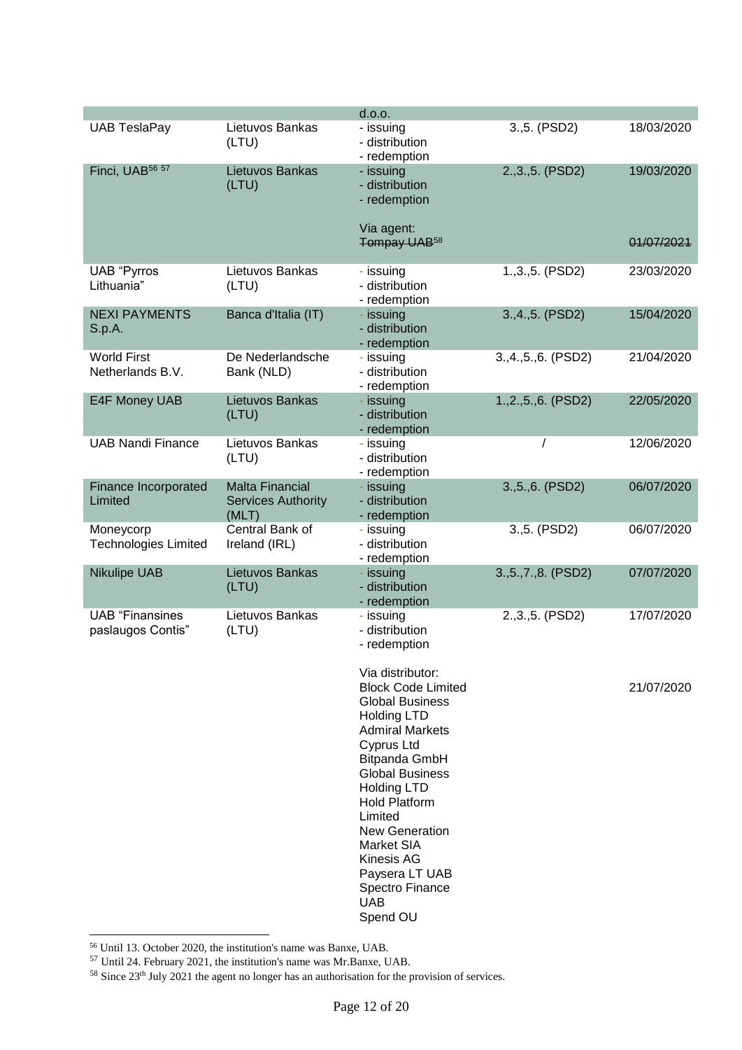| | | d.o.o. | | |
|---|---|---|---|---|
| UAB TeslaPay | Lietuvos Bankas (LTU) | - issuing<br>- distribution<br>- redemption | 3.,5. (PSD2) | 18/03/2020 |
| Finci, UAB[56] [57] | Lietuvos Bankas (LTU) | - issuing<br>- distribution<br>- redemption<br><br>Via agent:<br>~~Tompay UAB~~[58] | 2.,3.,5. (PSD2) | 19/03/2020<br><br><br><br>~~01/07/2021~~ |
| UAB "Pyrros Lithuania" | Lietuvos Bankas (LTU) | - issuing<br>- distribution<br>- redemption | 1.,3.,5. (PSD2) | 23/03/2020 |
| NEXI PAYMENTS S.p.A. | Banca d'Italia (IT) | - issuing<br>- distribution<br>- redemption | 3.,4.,5. (PSD2) | 15/04/2020 |
| World First Netherlands B.V. | De Nederlandsche Bank (NLD) | - issuing<br>- distribution<br>- redemption | 3.,4.,5.,6. (PSD2) | 21/04/2020 |
| E4F Money UAB | Lietuvos Bankas (LTU) | - issuing<br>- distribution<br>- redemption | 1.,2.,5.,6. (PSD2) | 22/05/2020 |
| UAB Nandi Finance | Lietuvos Bankas (LTU) | - issuing<br>- distribution<br>- redemption | / | 12/06/2020 |
| Finance Incorporated Limited | Malta Financial Services Authority (MLT) | - issuing<br>- distribution<br>- redemption | 3.,5.,6. (PSD2) | 06/07/2020 |
| Moneycorp Technologies Limited | Central Bank of Ireland (IRL) | - issuing<br>- distribution<br>- redemption | 3.,5. (PSD2) | 06/07/2020 |
| Nikulipe UAB | Lietuvos Bankas (LTU) | - issuing<br>- distribution<br>- redemption | 3.,5.,7.,8. (PSD2) | 07/07/2020 |
| UAB "Finansines paslaugos Contis" | Lietuvos Bankas (LTU) | - issuing<br>- distribution<br>- redemption<br><br>Via distributor:<br>Block Code Limited<br>Global Business Holding LTD<br>Admiral Markets Cyprus Ltd<br>Bitpanda GmbH<br>Global Business Holding LTD<br>Hold Platform Limited<br>New Generation Market SIA<br>Kinesis AG<br>Paysera LT UAB<br>Spectro Finance UAB<br>Spend OU | 2.,3.,5. (PSD2) | 17/07/2020<br><br><br><br><br>21/07/2020 |

[56] Until 13. October 2020, the institution's name was Banxe, UAB.

[57] Until 24. February 2021, the institution's name was Mr.Banxe, UAB.

[58] Since 23th July 2021 the agent no longer has an authorisation for the provision of services.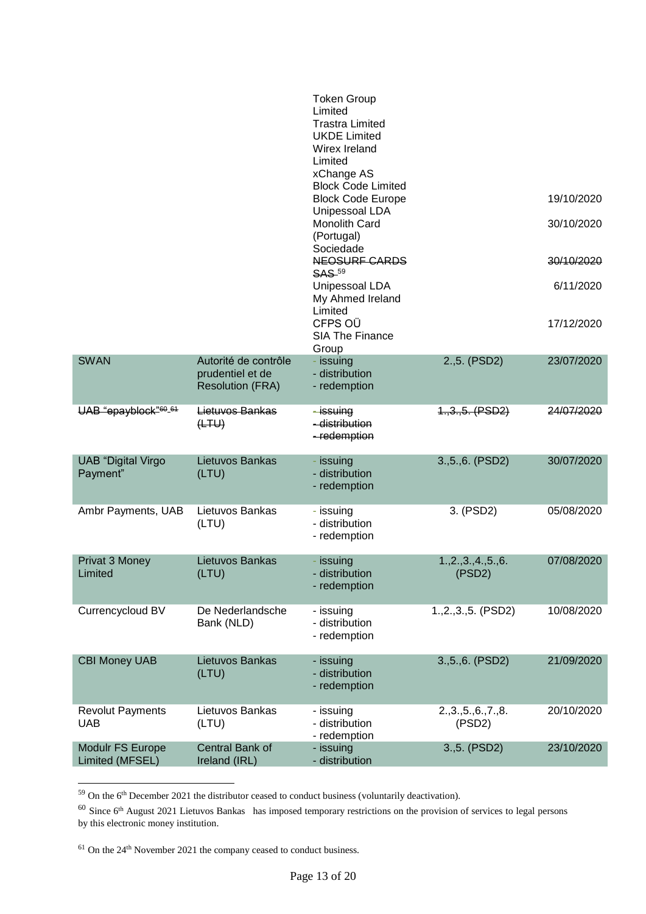| | | Token Group Limited<br>Trastra Limited<br>UKDE Limited<br>Wirex Ireland Limited<br>xChange AS<br>Block Code Limited<br>Block Code Europe Unipessoal LDA<br>Monolith Card (Portugal) Sociedade<br>~~NEOSURF CARDS SAS~~ [59]<br>Unipessoal LDA<br>My Ahmed Ireland Limited<br>CFPS OÜ<br>SIA The Finance Group | | 19/10/2020<br>30/10/2020<br>~~30/10/2020~~<br>6/11/2020<br>17/12/2020 |
|---|---|---|---|---|
| SWAN | Autorité de contrôle prudentiel et de Resolution (FRA) | - issuing<br>- distribution<br>- redemption | 2.,5. (PSD2) | 23/07/2020 |
| ~~UAB "epayblock"~~ [60] [61] | ~~Lietuvos Bankas (LTU)~~ | ~~- issuing~~<br>~~- distribution~~<br>~~- redemption~~ | ~~1.,3.,5. (PSD2)~~ | ~~24/07/2020~~ |
| UAB "Digital Virgo Payment" | Lietuvos Bankas (LTU) | - issuing<br>- distribution<br>- redemption | 3.,5.,6. (PSD2) | 30/07/2020 |
| Ambr Payments, UAB | Lietuvos Bankas (LTU) | - issuing<br>- distribution<br>- redemption | 3. (PSD2) | 05/08/2020 |
| Privat 3 Money Limited | Lietuvos Bankas (LTU) | - issuing<br>- distribution<br>- redemption | 1.,2.,3.,4.,5.,6. (PSD2) | 07/08/2020 |
| Currencycloud BV | De Nederlandsche Bank (NLD) | - issuing<br>- distribution<br>- redemption | 1.,2.,3.,5. (PSD2) | 10/08/2020 |
| CBI Money UAB | Lietuvos Bankas (LTU) | - issuing<br>- distribution<br>- redemption | 3.,5.,6. (PSD2) | 21/09/2020 |
| Revolut Payments UAB | Lietuvos Bankas (LTU) | - issuing<br>- distribution<br>- redemption | 2.,3.,5.,6.,7.,8. (PSD2) | 20/10/2020 |
| Modulr FS Europe Limited (MFSEL) | Central Bank of Ireland (IRL) | - issuing<br>- distribution | 3.,5. (PSD2) | 23/10/2020 |

[59] On the 6th December 2021 the distributor ceased to conduct business (voluntarily deactivation).

[60] Since 6th August 2021 Lietuvos Bankas has imposed temporary restrictions on the provision of services to legal persons by this electronic money institution.

[61] On the 24th November 2021 the company ceased to conduct business.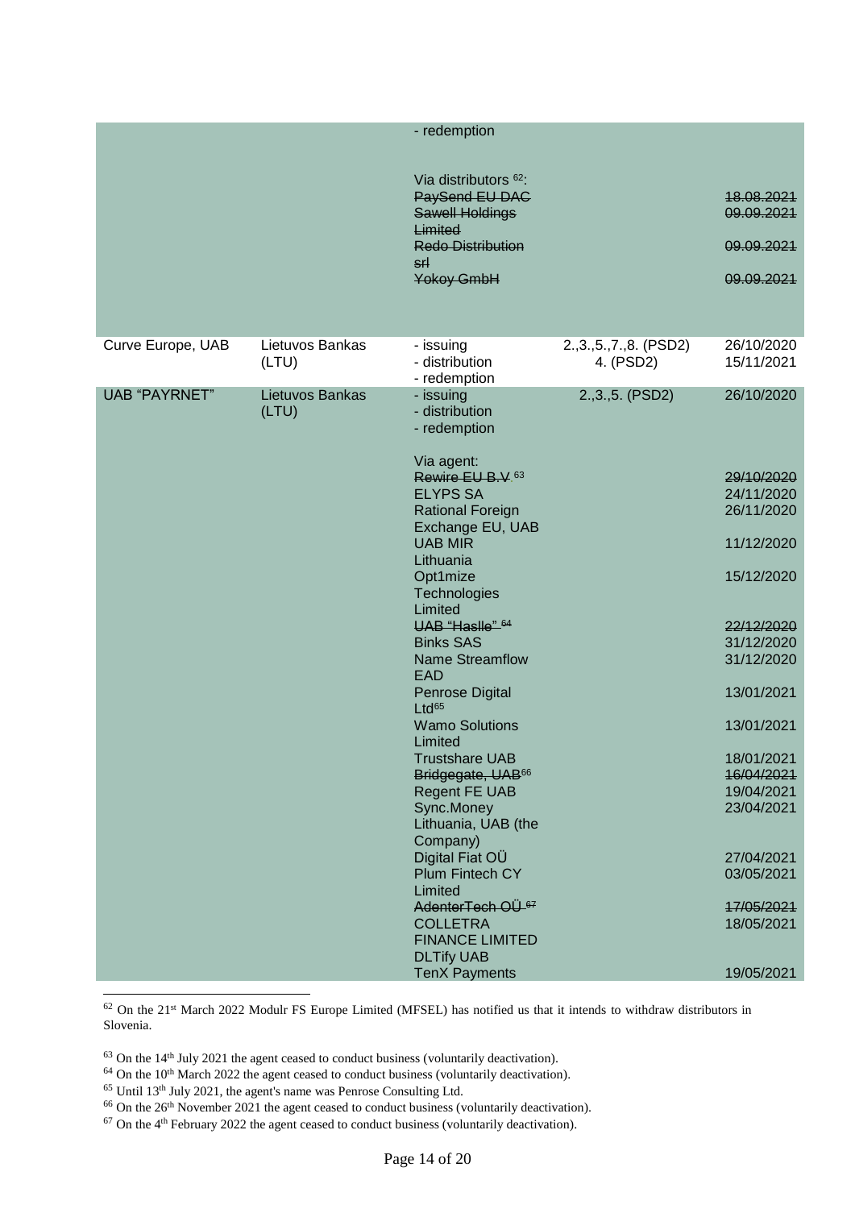| | | - redemption<br><br>Via distributors [62]:<br>~~PaySend EU DAC~~<br>~~Sawell Holdings Limited~~<br>~~Redo Distribution srl~~<br>~~Yokoy GmbH~~ | | <br><br><br>~~18.08.2021~~<br>~~09.09.2021~~<br><br>~~09.09.2021~~<br><br>~~09.09.2021~~ |
|---|---|---|---|---|
| Curve Europe, UAB | Lietuvos Bankas (LTU) | - issuing<br>- distribution<br>- redemption | 2.,3.,5.,7.,8. (PSD2)<br>4. (PSD2) | 26/10/2020<br>15/11/2021 |
| UAB "PAYRNET" | Lietuvos Bankas (LTU) | - issuing<br>- distribution<br>- redemption<br><br>Via agent:<br>~~Rewire EU B.V.~~ [63]<br>ELYPS SA<br>Rational Foreign Exchange EU, UAB<br>UAB MIR Lithuania<br>Opt1mize Technologies Limited<br>~~UAB "Haslle"~~ [64]<br>Binks SAS<br>Name Streamflow EAD<br>Penrose Digital Ltd[65]<br>Wamo Solutions Limited<br>Trustshare UAB<br>~~Bridgegate, UAB~~[66]<br>Regent FE UAB<br>Sync.Money Lithuania, UAB (the Company)<br>Digital Fiat OÜ<br>Plum Fintech CY Limited<br>~~AdenterTech OÜ~~ [67]<br>COLLETRA FINANCE LIMITED<br>DLTify UAB<br>TenX Payments | 2.,3.,5. (PSD2) | 26/10/2020<br><br><br><br><br>~~29/10/2020~~<br>24/11/2020<br>26/11/2020<br>11/12/2020<br>15/12/2020<br>~~22/12/2020~~<br>31/12/2020<br>31/12/2020<br>13/01/2021<br>13/01/2021<br>18/01/2021<br>~~16/04/2021~~<br>19/04/2021<br>23/04/2021<br>27/04/2021<br>03/05/2021<br>~~17/05/2021~~<br>18/05/2021<br><br>19/05/2021 |

[62] On the 21st March 2022 Modulr FS Europe Limited (MFSEL) has notified us that it intends to withdraw distributors in Slovenia.

[63] On the 14th July 2021 the agent ceased to conduct business (voluntarily deactivation).

[64] On the 10th March 2022 the agent ceased to conduct business (voluntarily deactivation).

[65] Until 13th July 2021, the agent's name was Penrose Consulting Ltd.

[66] On the 26th November 2021 the agent ceased to conduct business (voluntarily deactivation).

[67] On the 4th February 2022 the agent ceased to conduct business (voluntarily deactivation).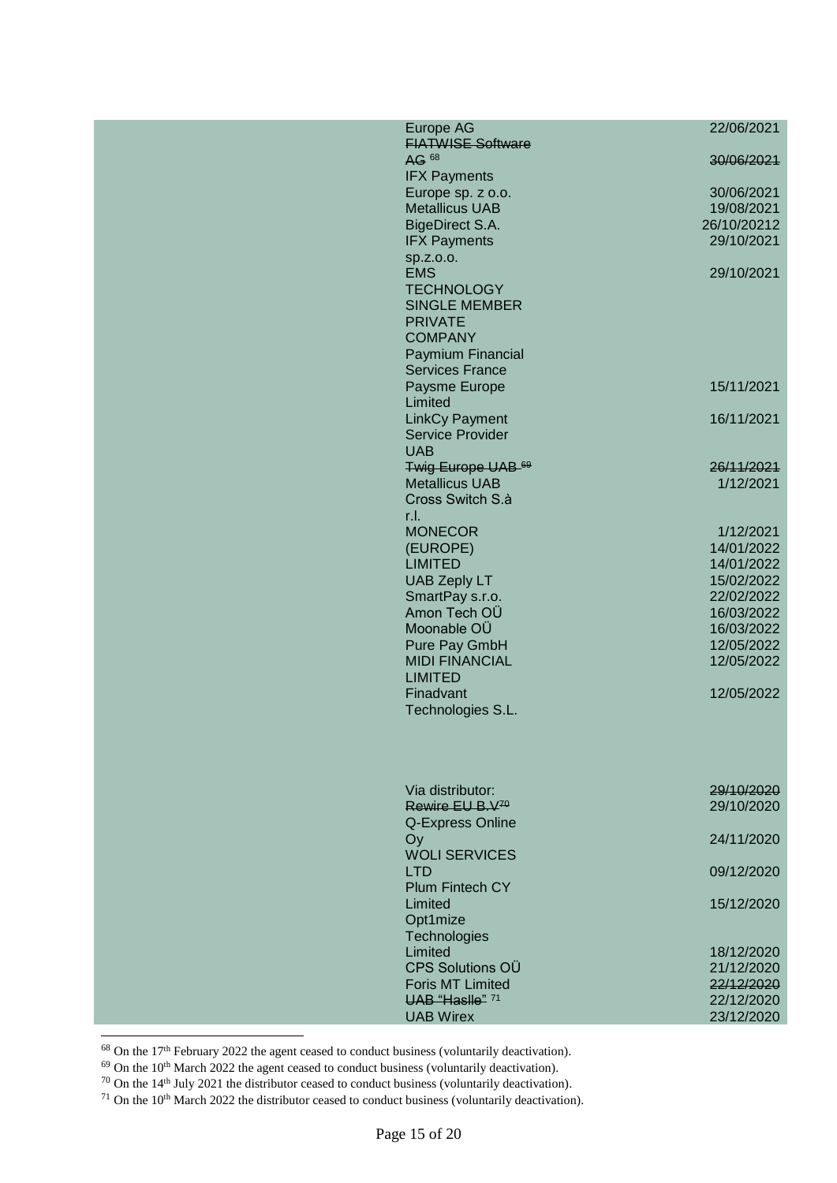| | | |
|---|---|---|
| | Europe AG | 22/06/2021 |
| | ~~FIATWISE Software AG~~ [68] | ~~30/06/2021~~ |
| | IFX Payments Europe sp. z o.o. | 30/06/2021 |
| | Metallicus UAB | 19/08/2021 |
| | BigeDirect S.A. | 26/10/20212 |
| | IFX Payments sp.z.o.o. | 29/10/2021 |
| | EMS TECHNOLOGY SINGLE MEMBER PRIVATE COMPANY | 29/10/2021 |
| | Paymium Financial Services France | |
| | Paysme Europe Limited | 15/11/2021 |
| | LinkCy Payment Service Provider UAB | 16/11/2021 |
| | ~~Twig Europe UAB~~ [69] | ~~26/11/2021~~ |
| | Metallicus UAB | 1/12/2021 |
| | Cross Switch S.à r.l. | |
| | MONECOR (EUROPE) LIMITED | 1/12/2021 |
| | | 14/01/2022 |
| | | 14/01/2022 |
| | UAB Zeply LT | 15/02/2022 |
| | SmartPay s.r.o. | 22/02/2022 |
| | Amon Tech OÜ | 16/03/2022 |
| | Moonable OÜ | 16/03/2022 |
| | Pure Pay GmbH | 12/05/2022 |
| | MIDI FINANCIAL LIMITED | 12/05/2022 |
| | Finadvant Technologies S.L. | 12/05/2022 |
| | Via distributor: | ~~29/10/2020~~ |
| | ~~Rewire EU B.V~~ [70] | 29/10/2020 |
| | Q-Express Online Oy | 24/11/2020 |
| | WOLI SERVICES LTD | 09/12/2020 |
| | Plum Fintech CY Limited | 15/12/2020 |
| | Opt1mize Technologies Limited | 18/12/2020 |
| | CPS Solutions OÜ | 21/12/2020 |
| | Foris MT Limited | ~~22/12/2020~~ |
| | ~~UAB "Haslle"~~ [71] | 22/12/2020 |
| | UAB Wirex | 23/12/2020 |

[68] On the 17th February 2022 the agent ceased to conduct business (voluntarily deactivation).

[69] On the 10th March 2022 the agent ceased to conduct business (voluntarily deactivation).

[70] On the 14th July 2021 the distributor ceased to conduct business (voluntarily deactivation).

[71] On the 10th March 2022 the distributor ceased to conduct business (voluntarily deactivation).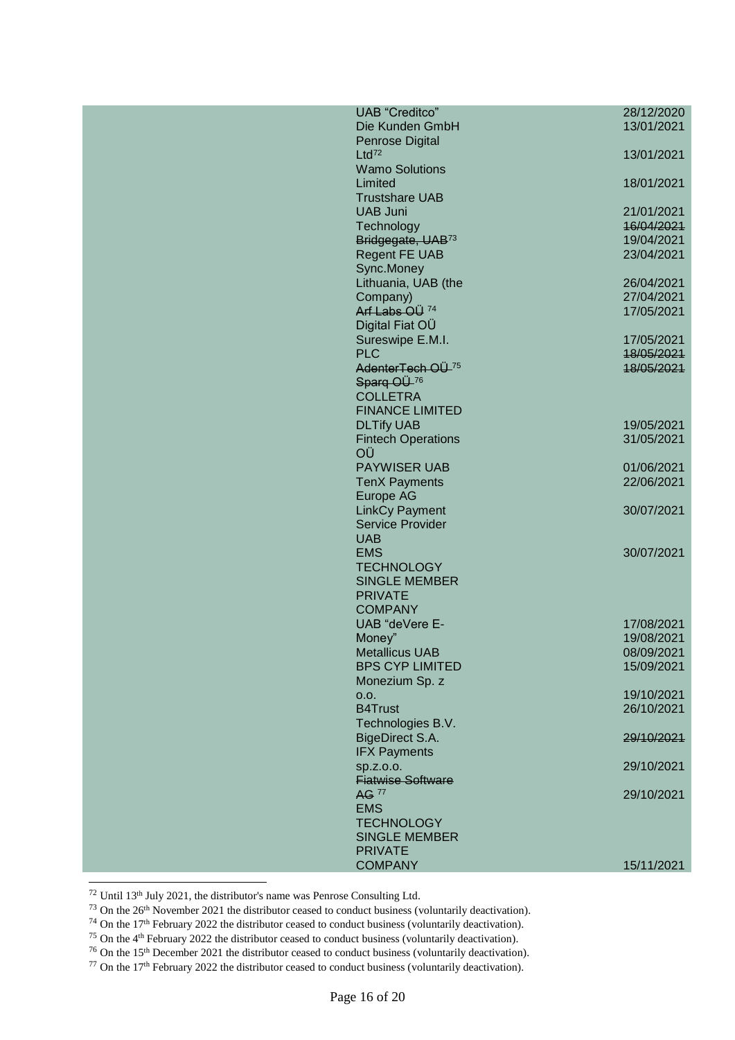| | | |
|---|---|---|
| | UAB "Creditco" | 28/12/2020 |
| | Die Kunden GmbH | 13/01/2021 |
| | Penrose Digital Ltd[72] | 13/01/2021 |
| | Wamo Solutions Limited | 18/01/2021 |
| | Trustshare UAB | |
| | UAB Juni | 21/01/2021 |
| | Technology | ~~16/04/2021~~ |
| | ~~Bridgegate, UAB~~[73] | 19/04/2021 |
| | Regent FE UAB | 23/04/2021 |
| | Sync.Money | |
| | Lithuania, UAB (the | 26/04/2021 |
| | Company) | 27/04/2021 |
| | ~~Arf Labs OÜ~~ [74] | 17/05/2021 |
| | Digital Fiat OÜ | |
| | Sureswipe E.M.I. | 17/05/2021 |
| | PLC | ~~18/05/2021~~ |
| | ~~AdenterTech OÜ~~ [75] | ~~18/05/2021~~ |
| | ~~Sparq OÜ~~ [76] | |
| | COLLETRA FINANCE LIMITED | |
| | DLTify UAB | 19/05/2021 |
| | Fintech Operations OÜ | 31/05/2021 |
| | PAYWISER UAB | 01/06/2021 |
| | TenX Payments Europe AG | 22/06/2021 |
| | LinkCy Payment Service Provider UAB | 30/07/2021 |
| | EMS TECHNOLOGY SINGLE MEMBER PRIVATE COMPANY | 30/07/2021 |
| | UAB "deVere E- | 17/08/2021 |
| | Money" | 19/08/2021 |
| | Metallicus UAB | 08/09/2021 |
| | BPS CYP LIMITED | 15/09/2021 |
| | Monezium Sp. z o.o. | 19/10/2021 |
| | B4Trust | 26/10/2021 |
| | Technologies B.V. | |
| | BigeDirect S.A. | ~~29/10/2021~~ |
| | IFX Payments sp.z.o.o. | 29/10/2021 |
| | ~~Fiatwise Software AG~~ [77] | 29/10/2021 |
| | EMS TECHNOLOGY SINGLE MEMBER PRIVATE COMPANY | 15/11/2021 |

[72] Until 13th July 2021, the distributor's name was Penrose Consulting Ltd.

[73] On the 26th November 2021 the distributor ceased to conduct business (voluntarily deactivation).

[74] On the 17th February 2022 the distributor ceased to conduct business (voluntarily deactivation).

[75] On the 4th February 2022 the distributor ceased to conduct business (voluntarily deactivation).

[76] On the 15th December 2021 the distributor ceased to conduct business (voluntarily deactivation).

[77] On the 17th February 2022 the distributor ceased to conduct business (voluntarily deactivation).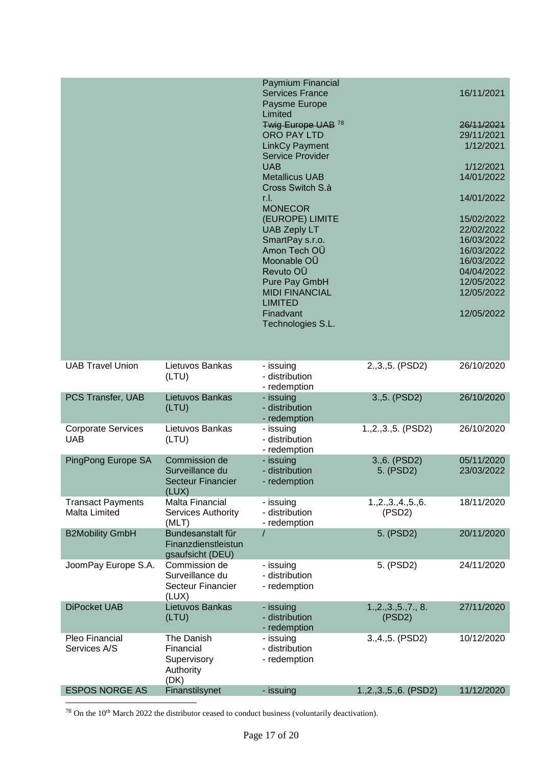| | | | | |
|---|---|---|---|---|
| | | Paymium Financial Services France<br>Paysme Europe Limited<br>~~Twig Europe UAB~~ [78]<br>ORO PAY LTD<br>LinkCy Payment Service Provider UAB<br>Metallicus UAB<br>Cross Switch S.à r.l.<br>MONECOR (EUROPE) LIMITE<br>UAB Zeply LT<br>SmartPay s.r.o.<br>Amon Tech OÜ<br>Moonable OÜ<br>Revuto OÜ<br>Pure Pay GmbH<br>MIDI FINANCIAL LIMITED<br>Finadvant Technologies S.L. | | 16/11/2021<br>~~26/11/2021~~<br>29/11/2021<br>1/12/2021<br>1/12/2021<br>14/01/2022<br>14/01/2022<br>15/02/2022<br>22/02/2022<br>16/03/2022<br>16/03/2022<br>16/03/2022<br>04/04/2022<br>12/05/2022<br>12/05/2022<br>12/05/2022 |
| UAB Travel Union | Lietuvos Bankas (LTU) | - issuing<br>- distribution<br>- redemption | 2.,3.,5. (PSD2) | 26/10/2020 |
| PCS Transfer, UAB | Lietuvos Bankas (LTU) | - issuing<br>- distribution<br>- redemption | 3.,5. (PSD2) | 26/10/2020 |
| Corporate Services UAB | Lietuvos Bankas (LTU) | - issuing<br>- distribution<br>- redemption | 1.,2.,3.,5. (PSD2) | 26/10/2020 |
| PingPong Europe SA | Commission de Surveillance du Secteur Financier (LUX) | - issuing<br>- distribution<br>- redemption | 3.,6. (PSD2)<br>5. (PSD2) | 05/11/2020<br>23/03/2022 |
| Transact Payments Malta Limited | Malta Financial Services Authority (MLT) | - issuing<br>- distribution<br>- redemption | 1.,2.,3.,4.,5.,6. (PSD2) | 18/11/2020 |
| B2Mobility GmbH | Bundesanstalt für Finanzdienstleistungsaufsicht (DEU) | / | 5. (PSD2) | 20/11/2020 |
| JoomPay Europe S.A. | Commission de Surveillance du Secteur Financier (LUX) | - issuing<br>- distribution<br>- redemption | 5. (PSD2) | 24/11/2020 |
| DiPocket UAB | Lietuvos Bankas (LTU) | - issuing<br>- distribution<br>- redemption | 1.,2.,3.,5.,7., 8. (PSD2) | 27/11/2020 |
| Pleo Financial Services A/S | The Danish Financial Supervisory Authority (DK) | - issuing<br>- distribution<br>- redemption | 3.,4.,5. (PSD2) | 10/12/2020 |
| ESPOS NORGE AS | Finanstilsynet | - issuing | 1.,2.,3.,5.,6. (PSD2) | 11/12/2020 |

[78] On the 10th March 2022 the distributor ceased to conduct business (voluntarily deactivation).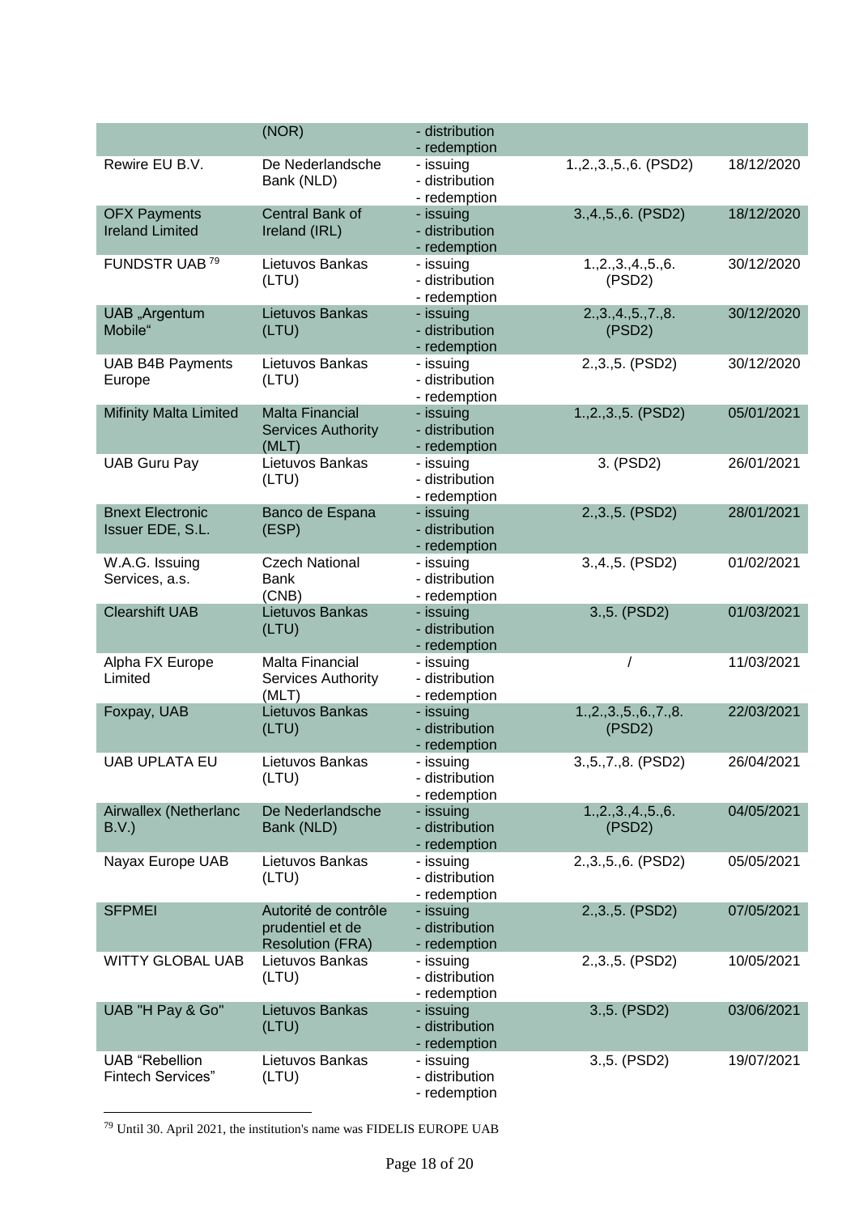| | (NOR) | - distribution<br>- redemption | | |
|---|---|---|---|---|
| Rewire EU B.V. | De Nederlandsche Bank (NLD) | - issuing<br>- distribution<br>- redemption | 1.,2.,3.,5.,6. (PSD2) | 18/12/2020 |
| OFX Payments Ireland Limited | Central Bank of Ireland (IRL) | - issuing<br>- distribution<br>- redemption | 3.,4.,5.,6. (PSD2) | 18/12/2020 |
| FUNDSTR UAB [79] | Lietuvos Bankas (LTU) | - issuing<br>- distribution<br>- redemption | 1.,2.,3.,4.,5.,6. (PSD2) | 30/12/2020 |
| UAB „Argentum Mobile“ | Lietuvos Bankas (LTU) | - issuing<br>- distribution<br>- redemption | 2.,3.,4.,5.,7.,8. (PSD2) | 30/12/2020 |
| UAB B4B Payments Europe | Lietuvos Bankas (LTU) | - issuing<br>- distribution<br>- redemption | 2.,3.,5. (PSD2) | 30/12/2020 |
| Mifinity Malta Limited | Malta Financial Services Authority (MLT) | - issuing<br>- distribution<br>- redemption | 1.,2.,3.,5. (PSD2) | 05/01/2021 |
| UAB Guru Pay | Lietuvos Bankas (LTU) | - issuing<br>- distribution<br>- redemption | 3. (PSD2) | 26/01/2021 |
| Bnext Electronic Issuer EDE, S.L. | Banco de Espana (ESP) | - issuing<br>- distribution<br>- redemption | 2.,3.,5. (PSD2) | 28/01/2021 |
| W.A.G. Issuing Services, a.s. | Czech National Bank (CNB) | - issuing<br>- distribution<br>- redemption | 3.,4.,5. (PSD2) | 01/02/2021 |
| Clearshift UAB | Lietuvos Bankas (LTU) | - issuing<br>- distribution<br>- redemption | 3.,5. (PSD2) | 01/03/2021 |
| Alpha FX Europe Limited | Malta Financial Services Authority (MLT) | - issuing<br>- distribution<br>- redemption | / | 11/03/2021 |
| Foxpay, UAB | Lietuvos Bankas (LTU) | - issuing<br>- distribution<br>- redemption | 1.,2.,3.,5.,6.,7.,8. (PSD2) | 22/03/2021 |
| UAB UPLATA EU | Lietuvos Bankas (LTU) | - issuing<br>- distribution<br>- redemption | 3.,5.,7.,8. (PSD2) | 26/04/2021 |
| Airwallex (Netherlanc B.V.) | De Nederlandsche Bank (NLD) | - issuing<br>- distribution<br>- redemption | 1.,2.,3.,4.,5.,6. (PSD2) | 04/05/2021 |
| Nayax Europe UAB | Lietuvos Bankas (LTU) | - issuing<br>- distribution<br>- redemption | 2.,3.,5.,6. (PSD2) | 05/05/2021 |
| SFPMEI | Autorité de contrôle prudentiel et de Resolution (FRA) | - issuing<br>- distribution<br>- redemption | 2.,3.,5. (PSD2) | 07/05/2021 |
| WITTY GLOBAL UAB | Lietuvos Bankas (LTU) | - issuing<br>- distribution<br>- redemption | 2.,3.,5. (PSD2) | 10/05/2021 |
| UAB "H Pay & Go" | Lietuvos Bankas (LTU) | - issuing<br>- distribution<br>- redemption | 3.,5. (PSD2) | 03/06/2021 |
| UAB “Rebellion Fintech Services” | Lietuvos Bankas (LTU) | - issuing<br>- distribution<br>- redemption | 3.,5. (PSD2) | 19/07/2021 |

[79] Until 30. April 2021, the institution's name was FIDELIS EUROPE UAB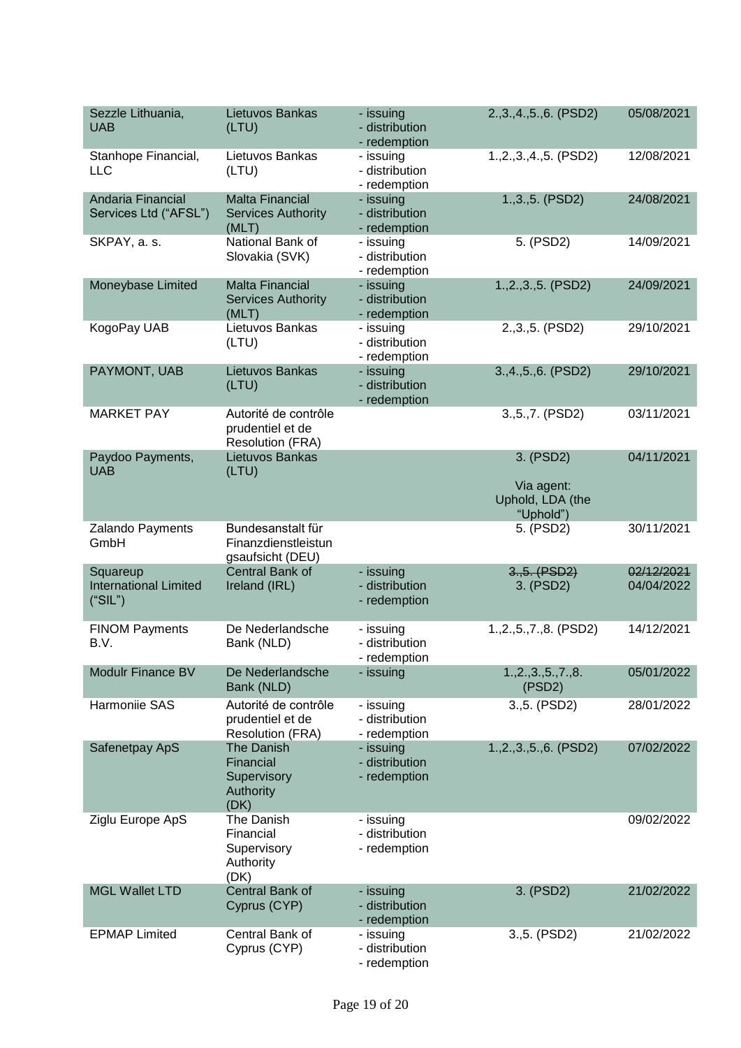| | | | | |
|---|---|---|---|---|
| Sezzle Lithuania, UAB | Lietuvos Bankas (LTU) | - issuing<br>- distribution<br>- redemption | 2.,3.,4.,5.,6. (PSD2) | 05/08/2021 |
| Stanhope Financial, LLC | Lietuvos Bankas (LTU) | - issuing<br>- distribution<br>- redemption | 1.,2.,3.,4.,5. (PSD2) | 12/08/2021 |
| Andaria Financial Services Ltd ("AFSL") | Malta Financial Services Authority (MLT) | - issuing<br>- distribution<br>- redemption | 1.,3.,5. (PSD2) | 24/08/2021 |
| SKPAY, a. s. | National Bank of Slovakia (SVK) | - issuing<br>- distribution<br>- redemption | 5. (PSD2) | 14/09/2021 |
| Moneybase Limited | Malta Financial Services Authority (MLT) | - issuing<br>- distribution<br>- redemption | 1.,2.,3.,5. (PSD2) | 24/09/2021 |
| KogoPay UAB | Lietuvos Bankas (LTU) | - issuing<br>- distribution<br>- redemption | 2.,3.,5. (PSD2) | 29/10/2021 |
| PAYMONT, UAB | Lietuvos Bankas (LTU) | - issuing<br>- distribution<br>- redemption | 3.,4.,5.,6. (PSD2) | 29/10/2021 |
| MARKET PAY | Autorité de contrôle prudentiel et de Resolution (FRA) | | 3.,5.,7. (PSD2) | 03/11/2021 |
| Paydoo Payments, UAB | Lietuvos Bankas (LTU) | | 3. (PSD2)<br><br>Via agent: Uphold, LDA (the "Uphold") | 04/11/2021 |
| Zalando Payments GmbH | Bundesanstalt für Finanzdienstleistungsaufsicht (DEU) | | 5. (PSD2) | 30/11/2021 |
| Squareup International Limited ("SIL") | Central Bank of Ireland (IRL) | - issuing<br>- distribution<br>- redemption | ~~3.,5. (PSD2)~~<br>3. (PSD2) | ~~02/12/2021~~<br>04/04/2022 |
| FINOM Payments B.V. | De Nederlandsche Bank (NLD) | - issuing<br>- distribution<br>- redemption | 1.,2.,5.,7.,8. (PSD2) | 14/12/2021 |
| Modulr Finance BV | De Nederlandsche Bank (NLD) | - issuing | 1.,2.,3.,5.,7.,8. (PSD2) | 05/01/2022 |
| Harmoniie SAS | Autorité de contrôle prudentiel et de Resolution (FRA) | - issuing<br>- distribution<br>- redemption | 3.,5. (PSD2) | 28/01/2022 |
| Safenetpay ApS | The Danish Financial Supervisory Authority (DK) | - issuing<br>- distribution<br>- redemption | 1.,2.,3.,5.,6. (PSD2) | 07/02/2022 |
| Ziglu Europe ApS | The Danish Financial Supervisory Authority (DK) | - issuing<br>- distribution<br>- redemption | | 09/02/2022 |
| MGL Wallet LTD | Central Bank of Cyprus (CYP) | - issuing<br>- distribution<br>- redemption | 3. (PSD2) | 21/02/2022 |
| EPMAP Limited | Central Bank of Cyprus (CYP) | - issuing<br>- distribution<br>- redemption | 3.,5. (PSD2) | 21/02/2022 |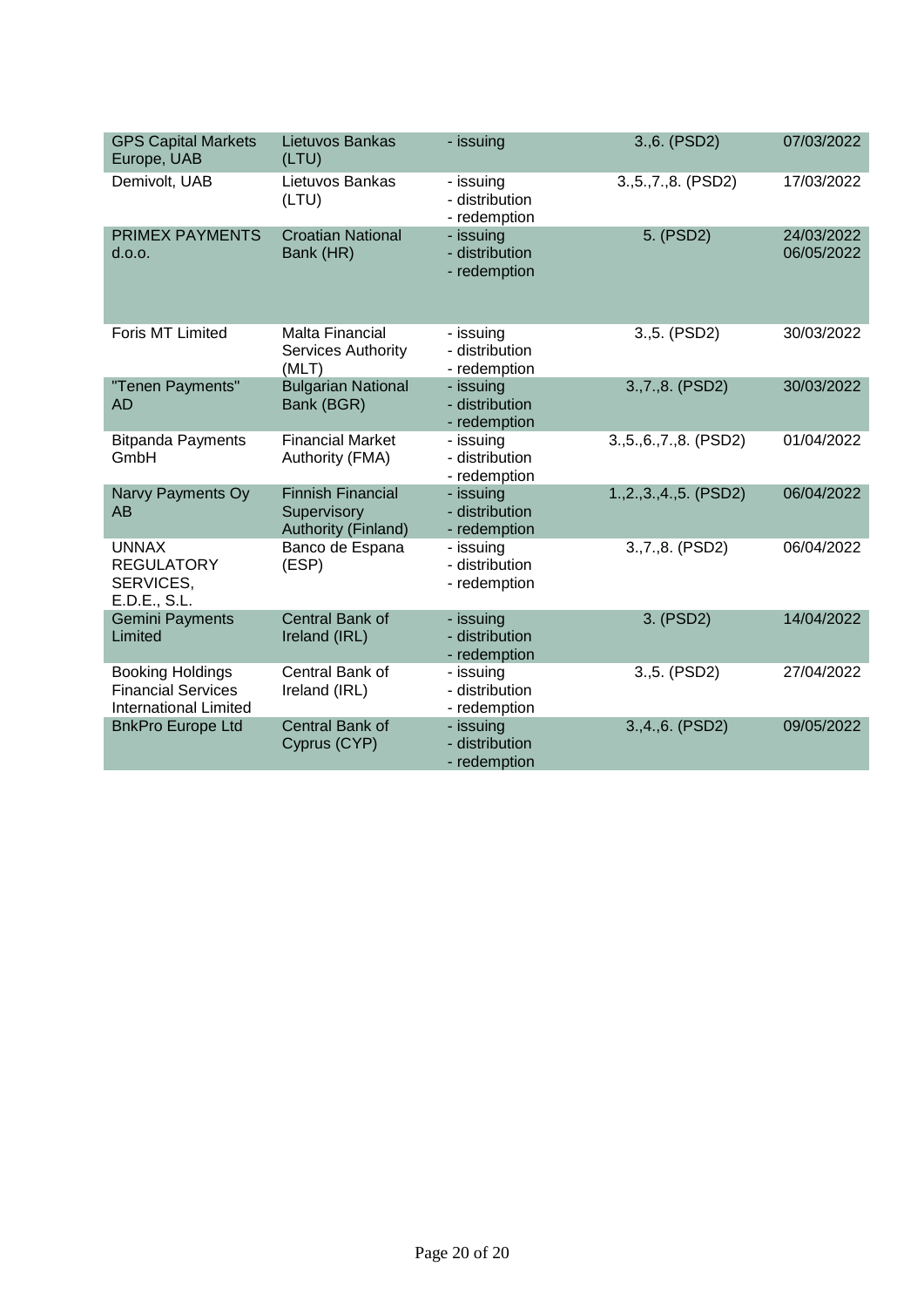| | | | | |
|---|---|---|---|---|
| GPS Capital Markets Europe, UAB | Lietuvos Bankas (LTU) | - issuing | 3.,6. (PSD2) | 07/03/2022 |
| Demivolt, UAB | Lietuvos Bankas (LTU) | - issuing<br>- distribution<br>- redemption | 3.,5.,7.,8. (PSD2) | 17/03/2022 |
| PRIMEX PAYMENTS d.o.o. | Croatian National Bank (HR) | - issuing<br>- distribution<br>- redemption | 5. (PSD2) | 24/03/2022<br>06/05/2022 |
| Foris MT Limited | Malta Financial Services Authority (MLT) | - issuing<br>- distribution<br>- redemption | 3.,5. (PSD2) | 30/03/2022 |
| "Tenen Payments" AD | Bulgarian National Bank (BGR) | - issuing<br>- distribution<br>- redemption | 3.,7.,8. (PSD2) | 30/03/2022 |
| Bitpanda Payments GmbH | Financial Market Authority (FMA) | - issuing<br>- distribution<br>- redemption | 3.,5.,6.,7.,8. (PSD2) | 01/04/2022 |
| Narvy Payments Oy AB | Finnish Financial Supervisory Authority (Finland) | - issuing<br>- distribution<br>- redemption | 1.,2.,3.,4.,5. (PSD2) | 06/04/2022 |
| UNNAX REGULATORY SERVICES, E.D.E., S.L. | Banco de Espana (ESP) | - issuing<br>- distribution<br>- redemption | 3.,7.,8. (PSD2) | 06/04/2022 |
| Gemini Payments Limited | Central Bank of Ireland (IRL) | - issuing<br>- distribution<br>- redemption | 3. (PSD2) | 14/04/2022 |
| Booking Holdings Financial Services International Limited | Central Bank of Ireland (IRL) | - issuing<br>- distribution<br>- redemption | 3.,5. (PSD2) | 27/04/2022 |
| BnkPro Europe Ltd | Central Bank of Cyprus (CYP) | - issuing<br>- distribution<br>- redemption | 3.,4.,6. (PSD2) | 09/05/2022 |